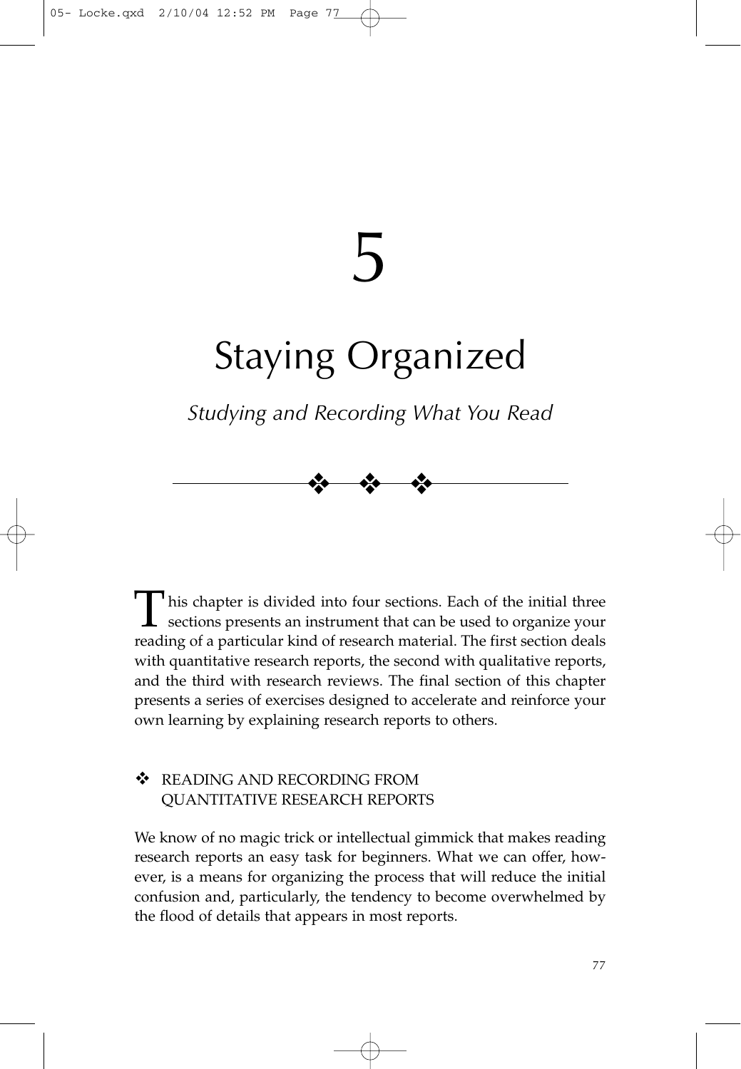# 5

# Staying Organized

*Studying and Recording What You Read*

This chapter is divided into four sections. Each of the initial three sections presents an instrument that can be used to organize your reading of a particular kind of research material. The first section deals with quantitative research reports, the second with qualitative reports, and the third with research reviews. The final section of this chapter presents a series of exercises designed to accelerate and reinforce your own learning by explaining research reports to others.

## ❖ READING AND RECORDING FROM QUANTITATIVE RESEARCH REPORTS

We know of no magic trick or intellectual gimmick that makes reading research reports an easy task for beginners. What we can offer, however, is a means for organizing the process that will reduce the initial confusion and, particularly, the tendency to become overwhelmed by the flood of details that appears in most reports.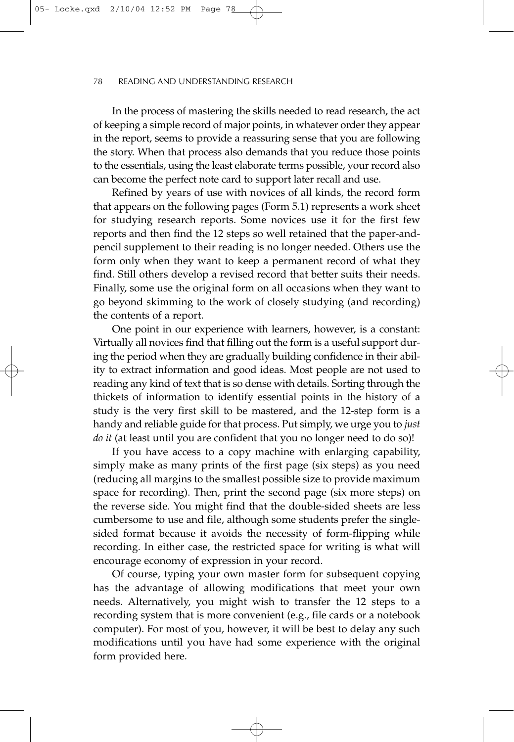In the process of mastering the skills needed to read research, the act of keeping a simple record of major points, in whatever order they appear in the report, seems to provide a reassuring sense that you are following the story. When that process also demands that you reduce those points to the essentials, using the least elaborate terms possible, your record also can become the perfect note card to support later recall and use.

Refined by years of use with novices of all kinds, the record form that appears on the following pages (Form 5.1) represents a work sheet for studying research reports. Some novices use it for the first few reports and then find the 12 steps so well retained that the paper-and-pencil supplement to their reading is no longer needed. Others use the form only when they want to keep a permanent record of what they find. Still others develop a revised record that better suits their needs. Finally, some use the original form on all occasions when they want to go beyond skimming to the work of closely studying (and recording) the contents of a report.

One point in our experience with learners, however, is a constant: Virtually all novices find that filling out the form is a useful support during the period when they are gradually building confidence in their ability to extract information and good ideas. Most people are not used to reading any kind of text that is so dense with details. Sorting through the thickets of information to identify essential points in the history of a study is the very first skill to be mastered, and the 12-step form is a handy and reliable guide for that process. Put simply, we urge you to *just do it* (at least until you are confident that you no longer need to do so)!

If you have access to a copy machine with enlarging capability, simply make as many prints of the first page (six steps) as you need (reducing all margins to the smallest possible size to provide maximum space for recording). Then, print the second page (six more steps) on the reverse side. You might find that the double-sided sheets are less cumbersome to use and file, although some students prefer the single-sided format because it avoids the necessity of form-flipping while recording. In either case, the restricted space for writing is what will encourage economy of expression in your record.

Of course, typing your own master form for subsequent copying has the advantage of allowing modifications that meet your own needs. Alternatively, you might wish to transfer the 12 steps to a recording system that is more convenient (e.g., file cards or a notebook computer). For most of you, however, it will be best to delay any such modifications until you have had some experience with the original form provided here.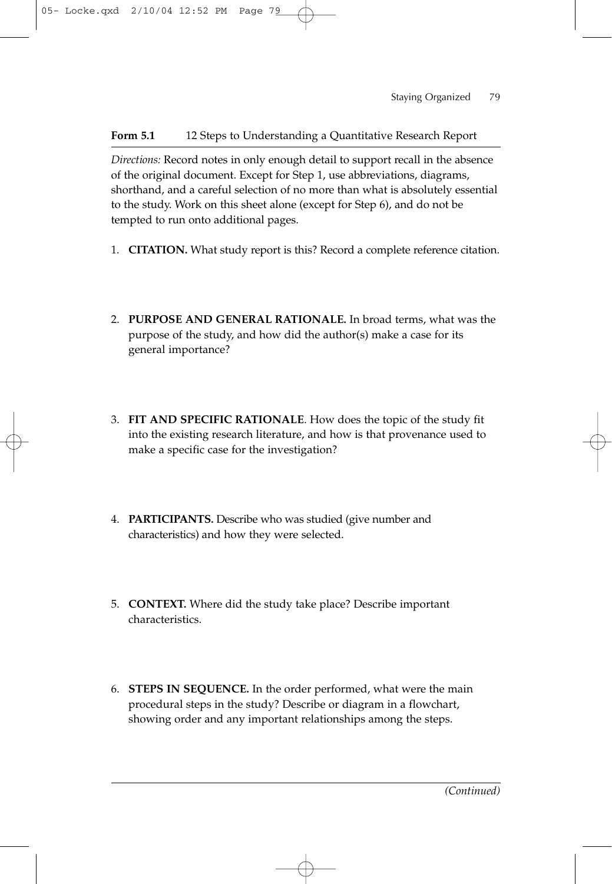**Form 5.1** 12 Steps to Understanding a Quantitative Research Report

*Directions:* Record notes in only enough detail to support recall in the absence of the original document. Except for Step 1, use abbreviations, diagrams, shorthand, and a careful selection of no more than what is absolutely essential to the study. Work on this sheet alone (except for Step 6), and do not be tempted to run onto additional pages.

1. **CITATION.** What study report is this? Record a complete reference citation.

2. **PURPOSE AND GENERAL RATIONALE.** In broad terms, what was the purpose of the study, and how did the author(s) make a case for its general importance?

3. **FIT AND SPECIFIC RATIONALE**. How does the topic of the study fit into the existing research literature, and how is that provenance used to make a specific case for the investigation?

4. **PARTICIPANTS.** Describe who was studied (give number and characteristics) and how they were selected.

5. **CONTEXT.** Where did the study take place? Describe important characteristics.

6. **STEPS IN SEQUENCE.** In the order performed, what were the main procedural steps in the study? Describe or diagram in a flowchart, showing order and any important relationships among the steps.

*(Continued)*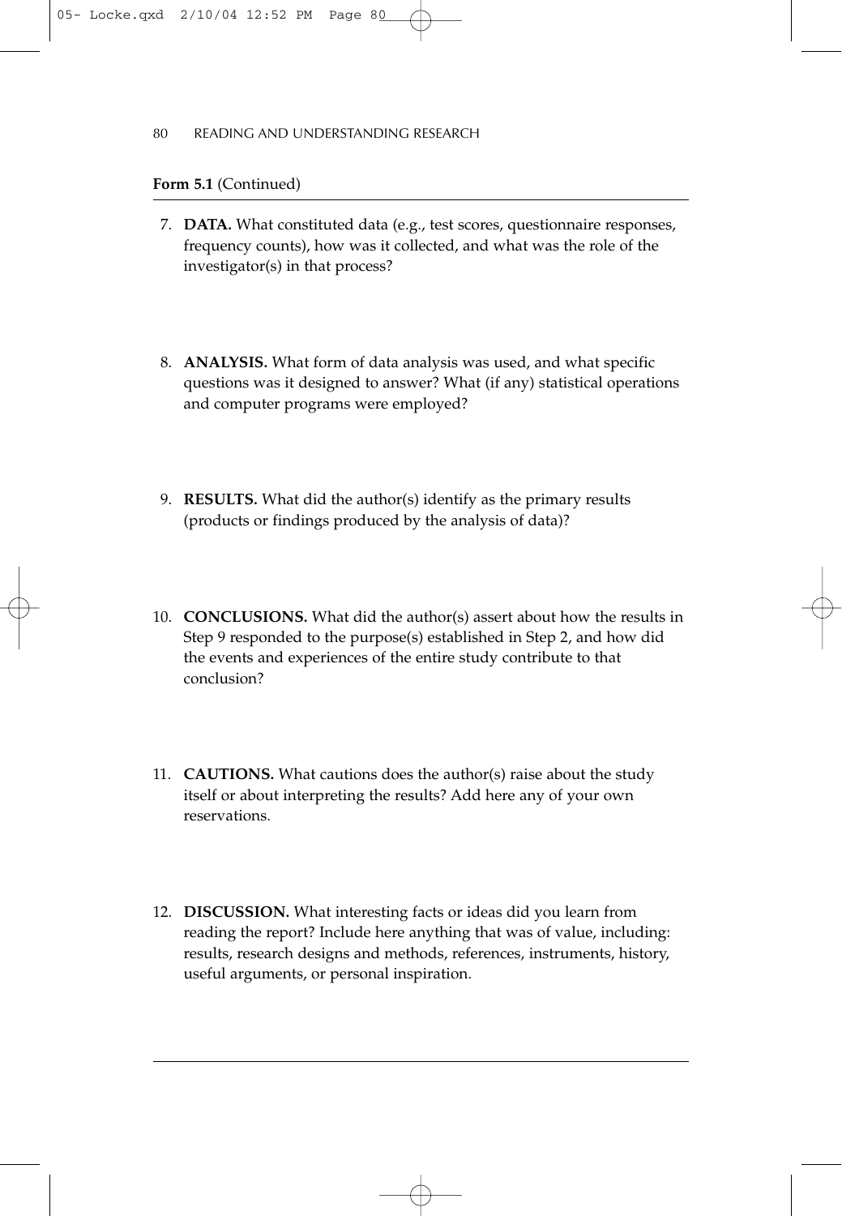**Form 5.1** (Continued)

7. **DATA.** What constituted data (e.g., test scores, questionnaire responses, frequency counts), how was it collected, and what was the role of the investigator(s) in that process?

8. **ANALYSIS.** What form of data analysis was used, and what specific questions was it designed to answer? What (if any) statistical operations and computer programs were employed?

9. **RESULTS.** What did the author(s) identify as the primary results (products or findings produced by the analysis of data)?

10. **CONCLUSIONS.** What did the author(s) assert about how the results in Step 9 responded to the purpose(s) established in Step 2, and how did the events and experiences of the entire study contribute to that conclusion?

11. **CAUTIONS.** What cautions does the author(s) raise about the study itself or about interpreting the results? Add here any of your own reservations.

12. **DISCUSSION.** What interesting facts or ideas did you learn from reading the report? Include here anything that was of value, including: results, research designs and methods, references, instruments, history, useful arguments, or personal inspiration.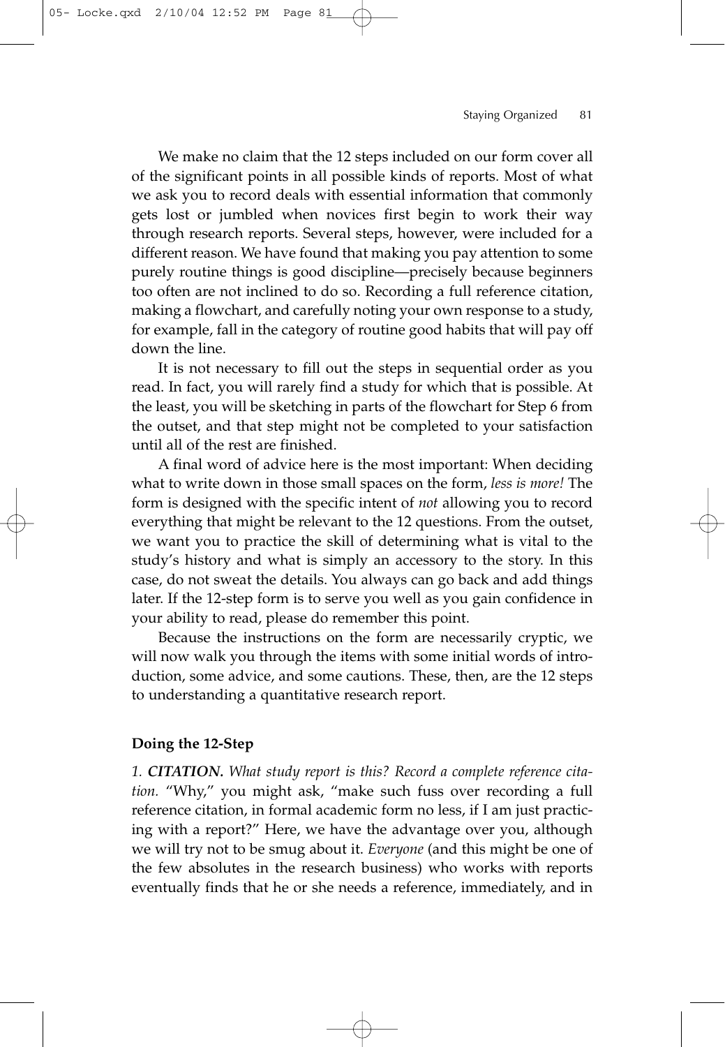We make no claim that the 12 steps included on our form cover all of the significant points in all possible kinds of reports. Most of what we ask you to record deals with essential information that commonly gets lost or jumbled when novices first begin to work their way through research reports. Several steps, however, were included for a different reason. We have found that making you pay attention to some purely routine things is good discipline—precisely because beginners too often are not inclined to do so. Recording a full reference citation, making a flowchart, and carefully noting your own response to a study, for example, fall in the category of routine good habits that will pay off down the line.

It is not necessary to fill out the steps in sequential order as you read. In fact, you will rarely find a study for which that is possible. At the least, you will be sketching in parts of the flowchart for Step 6 from the outset, and that step might not be completed to your satisfaction until all of the rest are finished.

A final word of advice here is the most important: When deciding what to write down in those small spaces on the form, *less is more!* The form is designed with the specific intent of *not* allowing you to record everything that might be relevant to the 12 questions. From the outset, we want you to practice the skill of determining what is vital to the study's history and what is simply an accessory to the story. In this case, do not sweat the details. You always can go back and add things later. If the 12-step form is to serve you well as you gain confidence in your ability to read, please do remember this point.

Because the instructions on the form are necessarily cryptic, we will now walk you through the items with some initial words of introduction, some advice, and some cautions. These, then, are the 12 steps to understanding a quantitative research report.

### Doing the 12-Step

*1. **CITATION.** What study report is this? Record a complete reference citation.* "Why," you might ask, "make such fuss over recording a full reference citation, in formal academic form no less, if I am just practicing with a report?" Here, we have the advantage over you, although we will try not to be smug about it. *Everyone* (and this might be one of the few absolutes in the research business) who works with reports eventually finds that he or she needs a reference, immediately, and in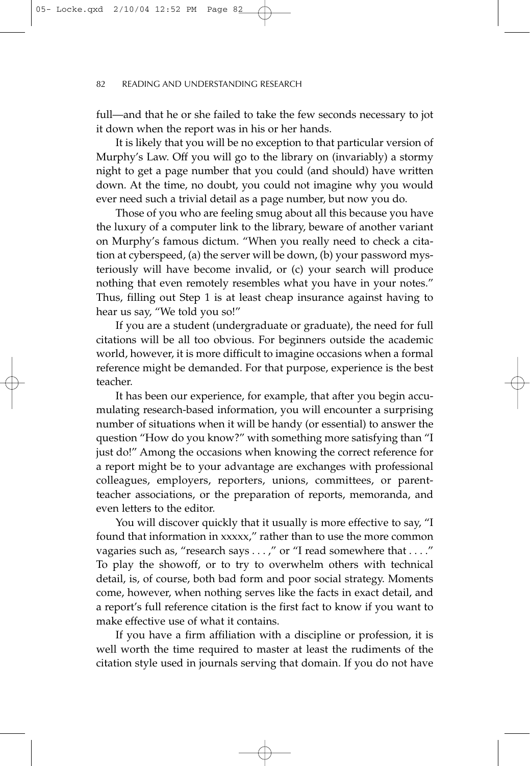full—and that he or she failed to take the few seconds necessary to jot it down when the report was in his or her hands.

It is likely that you will be no exception to that particular version of Murphy's Law. Off you will go to the library on (invariably) a stormy night to get a page number that you could (and should) have written down. At the time, no doubt, you could not imagine why you would ever need such a trivial detail as a page number, but now you do.

Those of you who are feeling smug about all this because you have the luxury of a computer link to the library, beware of another variant on Murphy's famous dictum. "When you really need to check a citation at cyberspeed, (a) the server will be down, (b) your password mysteriously will have become invalid, or (c) your search will produce nothing that even remotely resembles what you have in your notes." Thus, filling out Step 1 is at least cheap insurance against having to hear us say, "We told you so!"

If you are a student (undergraduate or graduate), the need for full citations will be all too obvious. For beginners outside the academic world, however, it is more difficult to imagine occasions when a formal reference might be demanded. For that purpose, experience is the best teacher.

It has been our experience, for example, that after you begin accumulating research-based information, you will encounter a surprising number of situations when it will be handy (or essential) to answer the question "How do you know?" with something more satisfying than "I just do!" Among the occasions when knowing the correct reference for a report might be to your advantage are exchanges with professional colleagues, employers, reporters, unions, committees, or parent-teacher associations, or the preparation of reports, memoranda, and even letters to the editor.

You will discover quickly that it usually is more effective to say, "I found that information in xxxxx," rather than to use the more common vagaries such as, "research says . . . ," or "I read somewhere that . . . ." To play the showoff, or to try to overwhelm others with technical detail, is, of course, both bad form and poor social strategy. Moments come, however, when nothing serves like the facts in exact detail, and a report's full reference citation is the first fact to know if you want to make effective use of what it contains.

If you have a firm affiliation with a discipline or profession, it is well worth the time required to master at least the rudiments of the citation style used in journals serving that domain. If you do not have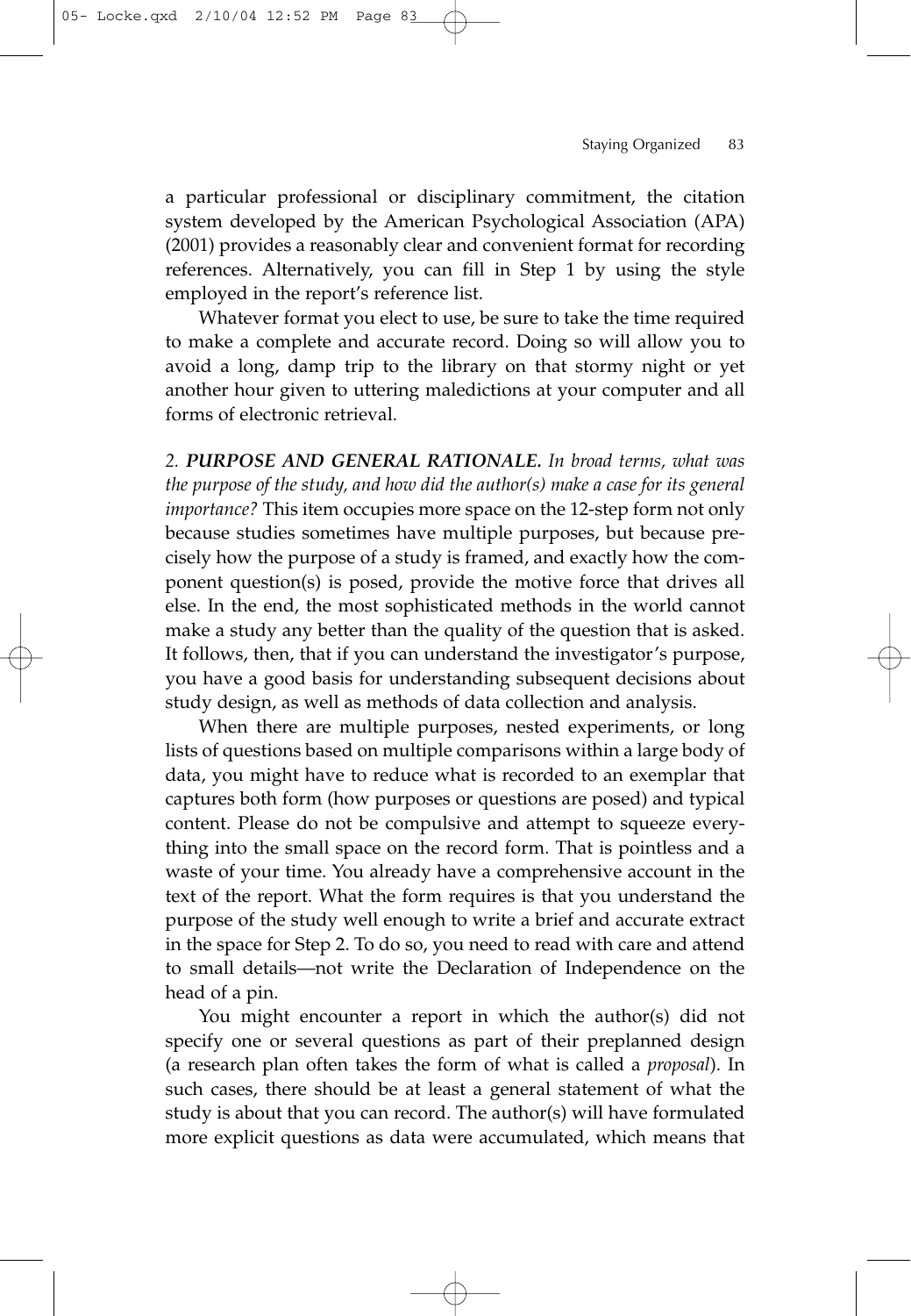a particular professional or disciplinary commitment, the citation system developed by the American Psychological Association (APA) (2001) provides a reasonably clear and convenient format for recording references. Alternatively, you can fill in Step 1 by using the style employed in the report's reference list.

Whatever format you elect to use, be sure to take the time required to make a complete and accurate record. Doing so will allow you to avoid a long, damp trip to the library on that stormy night or yet another hour given to uttering maledictions at your computer and all forms of electronic retrieval.

*2.* ***PURPOSE AND GENERAL RATIONALE.*** *In broad terms, what was the purpose of the study, and how did the author(s) make a case for its general importance?* This item occupies more space on the 12-step form not only because studies sometimes have multiple purposes, but because precisely how the purpose of a study is framed, and exactly how the component question(s) is posed, provide the motive force that drives all else. In the end, the most sophisticated methods in the world cannot make a study any better than the quality of the question that is asked. It follows, then, that if you can understand the investigator's purpose, you have a good basis for understanding subsequent decisions about study design, as well as methods of data collection and analysis.

When there are multiple purposes, nested experiments, or long lists of questions based on multiple comparisons within a large body of data, you might have to reduce what is recorded to an exemplar that captures both form (how purposes or questions are posed) and typical content. Please do not be compulsive and attempt to squeeze everything into the small space on the record form. That is pointless and a waste of your time. You already have a comprehensive account in the text of the report. What the form requires is that you understand the purpose of the study well enough to write a brief and accurate extract in the space for Step 2. To do so, you need to read with care and attend to small details—not write the Declaration of Independence on the head of a pin.

You might encounter a report in which the author(s) did not specify one or several questions as part of their preplanned design (a research plan often takes the form of what is called a *proposal*). In such cases, there should be at least a general statement of what the study is about that you can record. The author(s) will have formulated more explicit questions as data were accumulated, which means that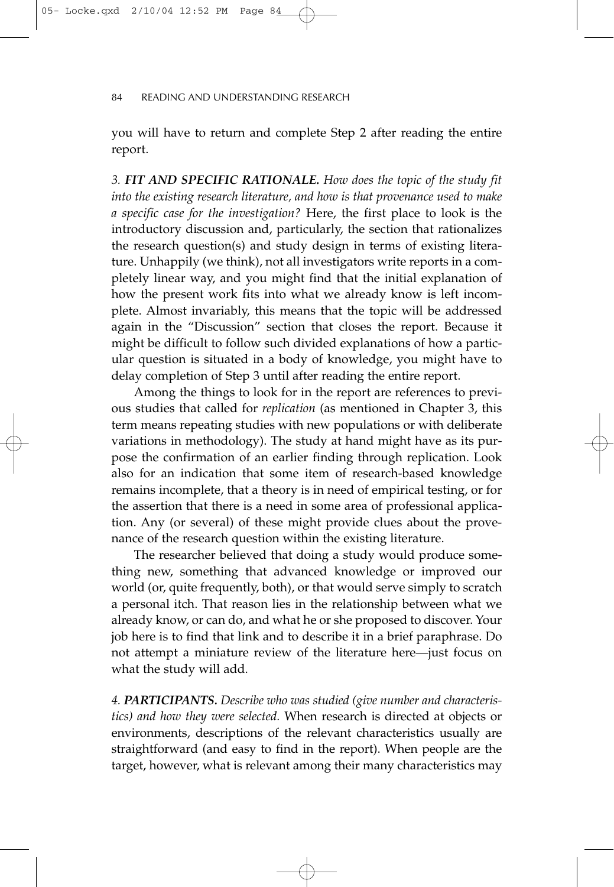you will have to return and complete Step 2 after reading the entire report.

*3. **FIT AND SPECIFIC RATIONALE.** How does the topic of the study fit into the existing research literature, and how is that provenance used to make a specific case for the investigation?* Here, the first place to look is the introductory discussion and, particularly, the section that rationalizes the research question(s) and study design in terms of existing literature. Unhappily (we think), not all investigators write reports in a completely linear way, and you might find that the initial explanation of how the present work fits into what we already know is left incomplete. Almost invariably, this means that the topic will be addressed again in the "Discussion" section that closes the report. Because it might be difficult to follow such divided explanations of how a particular question is situated in a body of knowledge, you might have to delay completion of Step 3 until after reading the entire report.

Among the things to look for in the report are references to previous studies that called for *replication* (as mentioned in Chapter 3, this term means repeating studies with new populations or with deliberate variations in methodology). The study at hand might have as its purpose the confirmation of an earlier finding through replication. Look also for an indication that some item of research-based knowledge remains incomplete, that a theory is in need of empirical testing, or for the assertion that there is a need in some area of professional application. Any (or several) of these might provide clues about the provenance of the research question within the existing literature.

The researcher believed that doing a study would produce something new, something that advanced knowledge or improved our world (or, quite frequently, both), or that would serve simply to scratch a personal itch. That reason lies in the relationship between what we already know, or can do, and what he or she proposed to discover. Your job here is to find that link and to describe it in a brief paraphrase. Do not attempt a miniature review of the literature here—just focus on what the study will add.

*4. **PARTICIPANTS.** Describe who was studied (give number and characteristics) and how they were selected.* When research is directed at objects or environments, descriptions of the relevant characteristics usually are straightforward (and easy to find in the report). When people are the target, however, what is relevant among their many characteristics may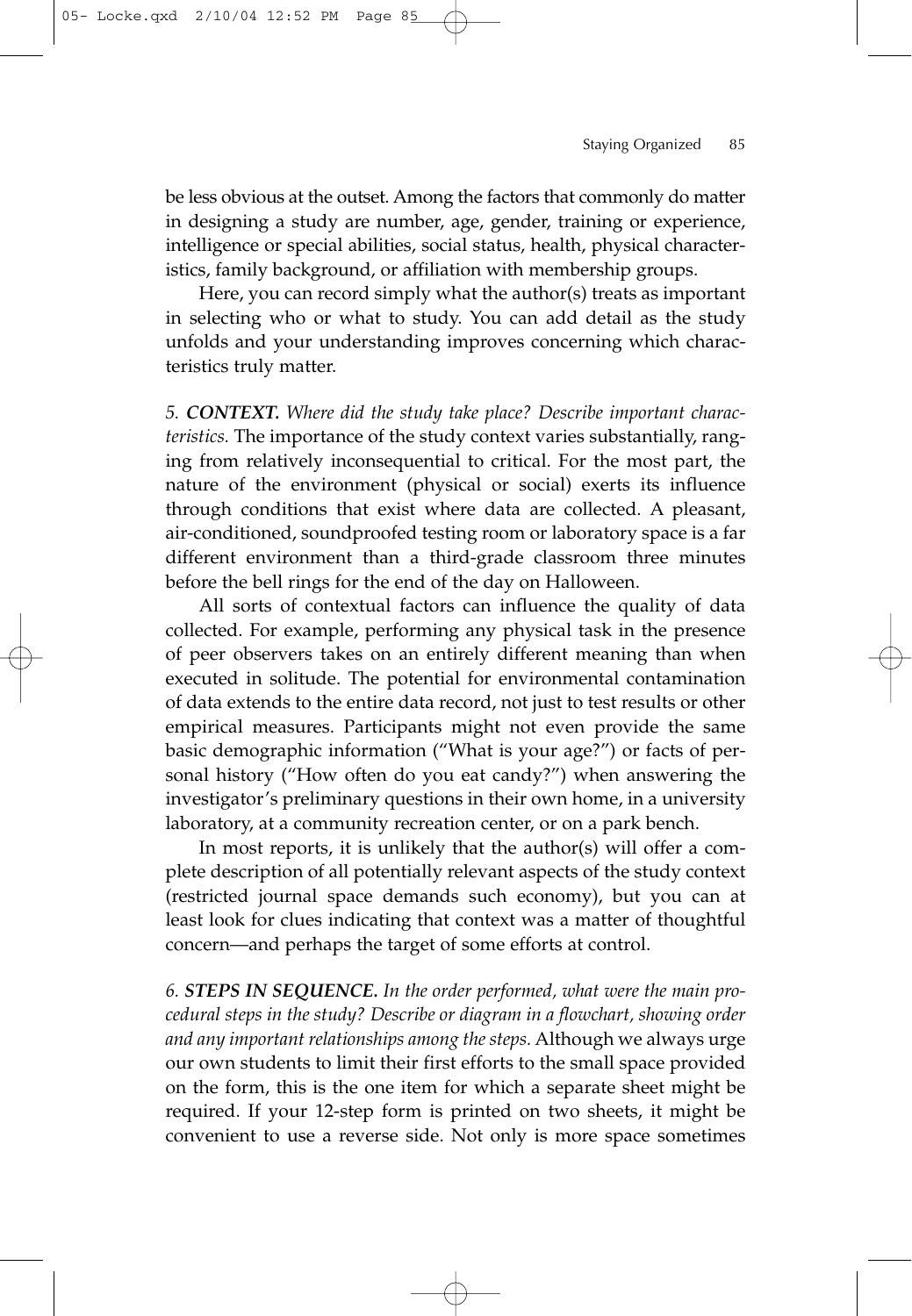be less obvious at the outset. Among the factors that commonly do matter in designing a study are number, age, gender, training or experience, intelligence or special abilities, social status, health, physical characteristics, family background, or affiliation with membership groups.

Here, you can record simply what the author(s) treats as important in selecting who or what to study. You can add detail as the study unfolds and your understanding improves concerning which characteristics truly matter.

*5.* ***CONTEXT.*** *Where did the study take place? Describe important characteristics.* The importance of the study context varies substantially, ranging from relatively inconsequential to critical. For the most part, the nature of the environment (physical or social) exerts its influence through conditions that exist where data are collected. A pleasant, air-conditioned, soundproofed testing room or laboratory space is a far different environment than a third-grade classroom three minutes before the bell rings for the end of the day on Halloween.

All sorts of contextual factors can influence the quality of data collected. For example, performing any physical task in the presence of peer observers takes on an entirely different meaning than when executed in solitude. The potential for environmental contamination of data extends to the entire data record, not just to test results or other empirical measures. Participants might not even provide the same basic demographic information ("What is your age?") or facts of personal history ("How often do you eat candy?") when answering the investigator's preliminary questions in their own home, in a university laboratory, at a community recreation center, or on a park bench.

In most reports, it is unlikely that the author(s) will offer a complete description of all potentially relevant aspects of the study context (restricted journal space demands such economy), but you can at least look for clues indicating that context was a matter of thoughtful concern—and perhaps the target of some efforts at control.

*6.* ***STEPS IN SEQUENCE.*** *In the order performed, what were the main procedural steps in the study? Describe or diagram in a flowchart, showing order and any important relationships among the steps.* Although we always urge our own students to limit their first efforts to the small space provided on the form, this is the one item for which a separate sheet might be required. If your 12-step form is printed on two sheets, it might be convenient to use a reverse side. Not only is more space sometimes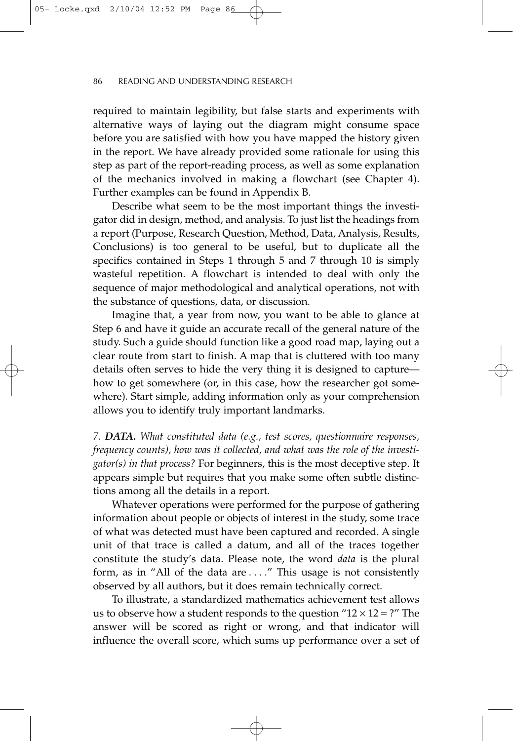required to maintain legibility, but false starts and experiments with alternative ways of laying out the diagram might consume space before you are satisfied with how you have mapped the history given in the report. We have already provided some rationale for using this step as part of the report-reading process, as well as some explanation of the mechanics involved in making a flowchart (see Chapter 4). Further examples can be found in Appendix B.

Describe what seem to be the most important things the investigator did in design, method, and analysis. To just list the headings from a report (Purpose, Research Question, Method, Data, Analysis, Results, Conclusions) is too general to be useful, but to duplicate all the specifics contained in Steps 1 through 5 and 7 through 10 is simply wasteful repetition. A flowchart is intended to deal with only the sequence of major methodological and analytical operations, not with the substance of questions, data, or discussion.

Imagine that, a year from now, you want to be able to glance at Step 6 and have it guide an accurate recall of the general nature of the study. Such a guide should function like a good road map, laying out a clear route from start to finish. A map that is cluttered with too many details often serves to hide the very thing it is designed to capture—how to get somewhere (or, in this case, how the researcher got somewhere). Start simple, adding information only as your comprehension allows you to identify truly important landmarks.

*7.* ***DATA.*** *What constituted data (e.g., test scores, questionnaire responses, frequency counts), how was it collected, and what was the role of the investigator(s) in that process?* For beginners, this is the most deceptive step. It appears simple but requires that you make some often subtle distinctions among all the details in a report.

Whatever operations were performed for the purpose of gathering information about people or objects of interest in the study, some trace of what was detected must have been captured and recorded. A single unit of that trace is called a datum, and all of the traces together constitute the study's data. Please note, the word *data* is the plural form, as in "All of the data are . . . ." This usage is not consistently observed by all authors, but it does remain technically correct.

To illustrate, a standardized mathematics achievement test allows us to observe how a student responds to the question "$12 \times 12 = ?$" The answer will be scored as right or wrong, and that indicator will influence the overall score, which sums up performance over a set of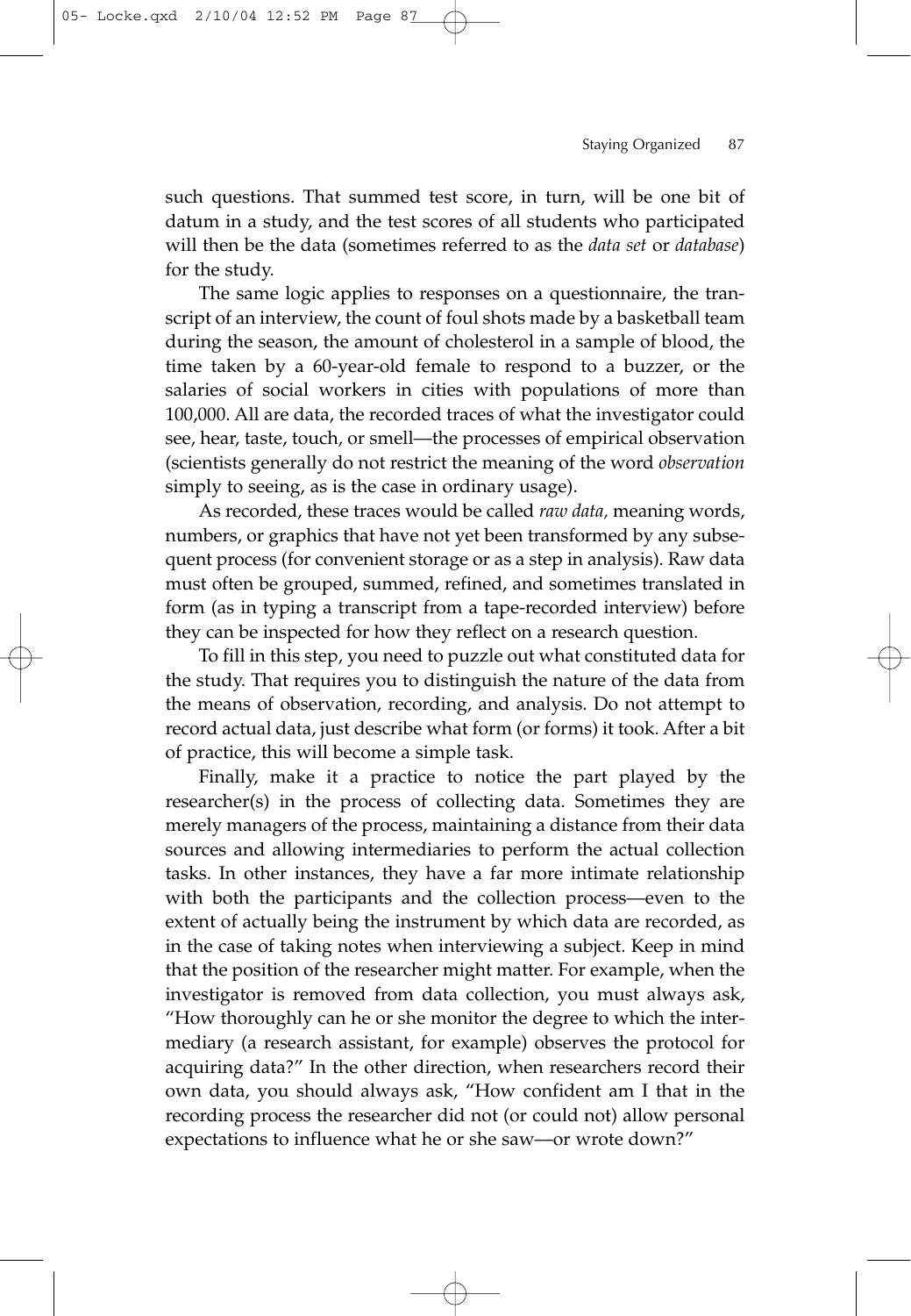such questions. That summed test score, in turn, will be one bit of datum in a study, and the test scores of all students who participated will then be the data (sometimes referred to as the *data set* or *database*) for the study.

The same logic applies to responses on a questionnaire, the transcript of an interview, the count of foul shots made by a basketball team during the season, the amount of cholesterol in a sample of blood, the time taken by a 60-year-old female to respond to a buzzer, or the salaries of social workers in cities with populations of more than 100,000. All are data, the recorded traces of what the investigator could see, hear, taste, touch, or smell—the processes of empirical observation (scientists generally do not restrict the meaning of the word *observation* simply to seeing, as is the case in ordinary usage).

As recorded, these traces would be called *raw data,* meaning words, numbers, or graphics that have not yet been transformed by any subsequent process (for convenient storage or as a step in analysis). Raw data must often be grouped, summed, refined, and sometimes translated in form (as in typing a transcript from a tape-recorded interview) before they can be inspected for how they reflect on a research question.

To fill in this step, you need to puzzle out what constituted data for the study. That requires you to distinguish the nature of the data from the means of observation, recording, and analysis. Do not attempt to record actual data, just describe what form (or forms) it took. After a bit of practice, this will become a simple task.

Finally, make it a practice to notice the part played by the researcher(s) in the process of collecting data. Sometimes they are merely managers of the process, maintaining a distance from their data sources and allowing intermediaries to perform the actual collection tasks. In other instances, they have a far more intimate relationship with both the participants and the collection process—even to the extent of actually being the instrument by which data are recorded, as in the case of taking notes when interviewing a subject. Keep in mind that the position of the researcher might matter. For example, when the investigator is removed from data collection, you must always ask, "How thoroughly can he or she monitor the degree to which the intermediary (a research assistant, for example) observes the protocol for acquiring data?" In the other direction, when researchers record their own data, you should always ask, "How confident am I that in the recording process the researcher did not (or could not) allow personal expectations to influence what he or she saw—or wrote down?"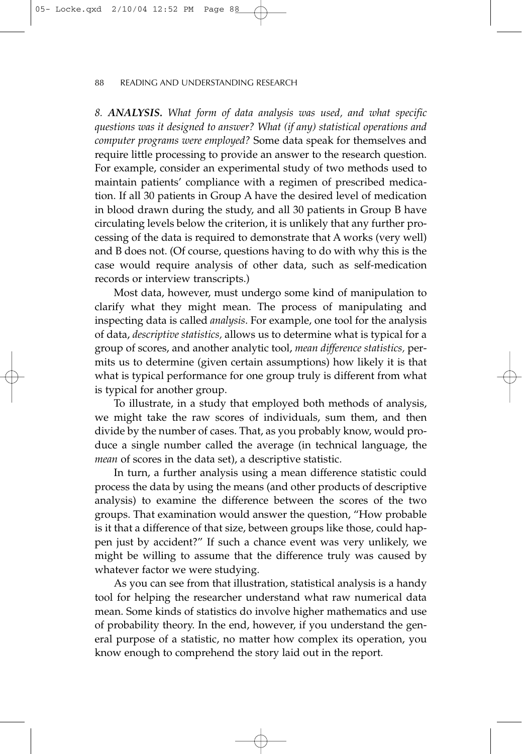*8. **ANALYSIS.** What form of data analysis was used, and what specific questions was it designed to answer? What (if any) statistical operations and computer programs were employed?* Some data speak for themselves and require little processing to provide an answer to the research question. For example, consider an experimental study of two methods used to maintain patients' compliance with a regimen of prescribed medication. If all 30 patients in Group A have the desired level of medication in blood drawn during the study, and all 30 patients in Group B have circulating levels below the criterion, it is unlikely that any further processing of the data is required to demonstrate that A works (very well) and B does not. (Of course, questions having to do with why this is the case would require analysis of other data, such as self-medication records or interview transcripts.)

Most data, however, must undergo some kind of manipulation to clarify what they might mean. The process of manipulating and inspecting data is called *analysis*. For example, one tool for the analysis of data, *descriptive statistics,* allows us to determine what is typical for a group of scores, and another analytic tool, *mean difference statistics,* permits us to determine (given certain assumptions) how likely it is that what is typical performance for one group truly is different from what is typical for another group.

To illustrate, in a study that employed both methods of analysis, we might take the raw scores of individuals, sum them, and then divide by the number of cases. That, as you probably know, would produce a single number called the average (in technical language, the *mean* of scores in the data set), a descriptive statistic.

In turn, a further analysis using a mean difference statistic could process the data by using the means (and other products of descriptive analysis) to examine the difference between the scores of the two groups. That examination would answer the question, "How probable is it that a difference of that size, between groups like those, could happen just by accident?" If such a chance event was very unlikely, we might be willing to assume that the difference truly was caused by whatever factor we were studying.

As you can see from that illustration, statistical analysis is a handy tool for helping the researcher understand what raw numerical data mean. Some kinds of statistics do involve higher mathematics and use of probability theory. In the end, however, if you understand the general purpose of a statistic, no matter how complex its operation, you know enough to comprehend the story laid out in the report.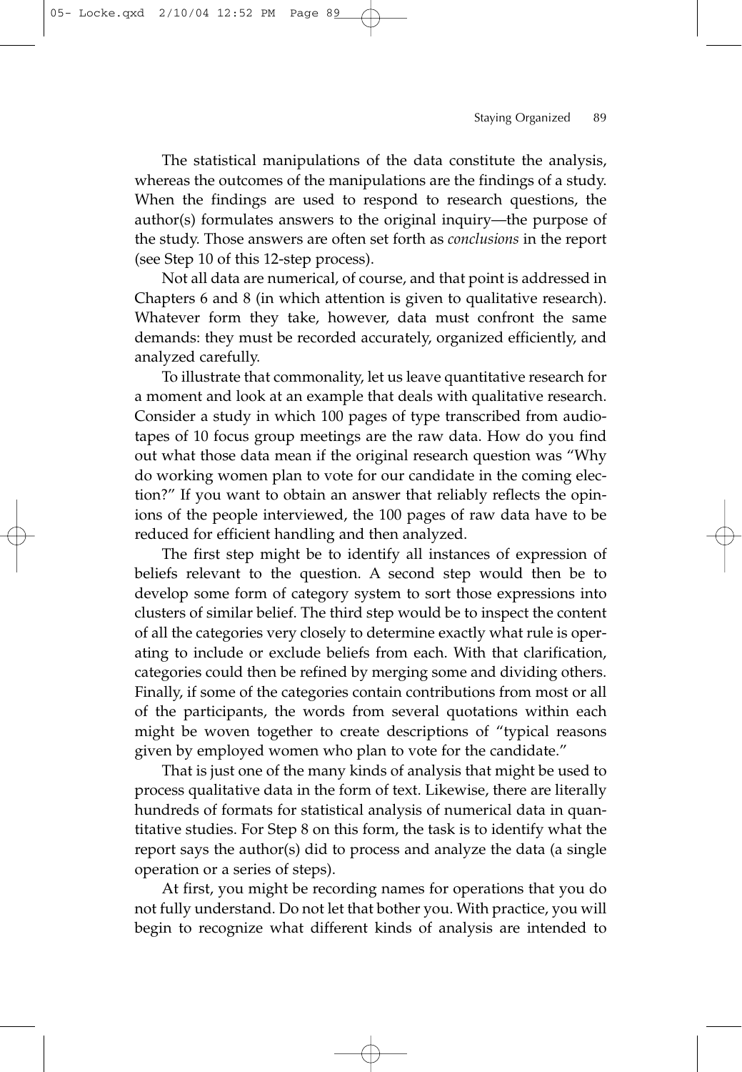The statistical manipulations of the data constitute the analysis, whereas the outcomes of the manipulations are the findings of a study. When the findings are used to respond to research questions, the author(s) formulates answers to the original inquiry—the purpose of the study. Those answers are often set forth as *conclusions* in the report (see Step 10 of this 12-step process).

Not all data are numerical, of course, and that point is addressed in Chapters 6 and 8 (in which attention is given to qualitative research). Whatever form they take, however, data must confront the same demands: they must be recorded accurately, organized efficiently, and analyzed carefully.

To illustrate that commonality, let us leave quantitative research for a moment and look at an example that deals with qualitative research. Consider a study in which 100 pages of type transcribed from audiotapes of 10 focus group meetings are the raw data. How do you find out what those data mean if the original research question was "Why do working women plan to vote for our candidate in the coming election?" If you want to obtain an answer that reliably reflects the opinions of the people interviewed, the 100 pages of raw data have to be reduced for efficient handling and then analyzed.

The first step might be to identify all instances of expression of beliefs relevant to the question. A second step would then be to develop some form of category system to sort those expressions into clusters of similar belief. The third step would be to inspect the content of all the categories very closely to determine exactly what rule is operating to include or exclude beliefs from each. With that clarification, categories could then be refined by merging some and dividing others. Finally, if some of the categories contain contributions from most or all of the participants, the words from several quotations within each might be woven together to create descriptions of "typical reasons given by employed women who plan to vote for the candidate."

That is just one of the many kinds of analysis that might be used to process qualitative data in the form of text. Likewise, there are literally hundreds of formats for statistical analysis of numerical data in quantitative studies. For Step 8 on this form, the task is to identify what the report says the author(s) did to process and analyze the data (a single operation or a series of steps).

At first, you might be recording names for operations that you do not fully understand. Do not let that bother you. With practice, you will begin to recognize what different kinds of analysis are intended to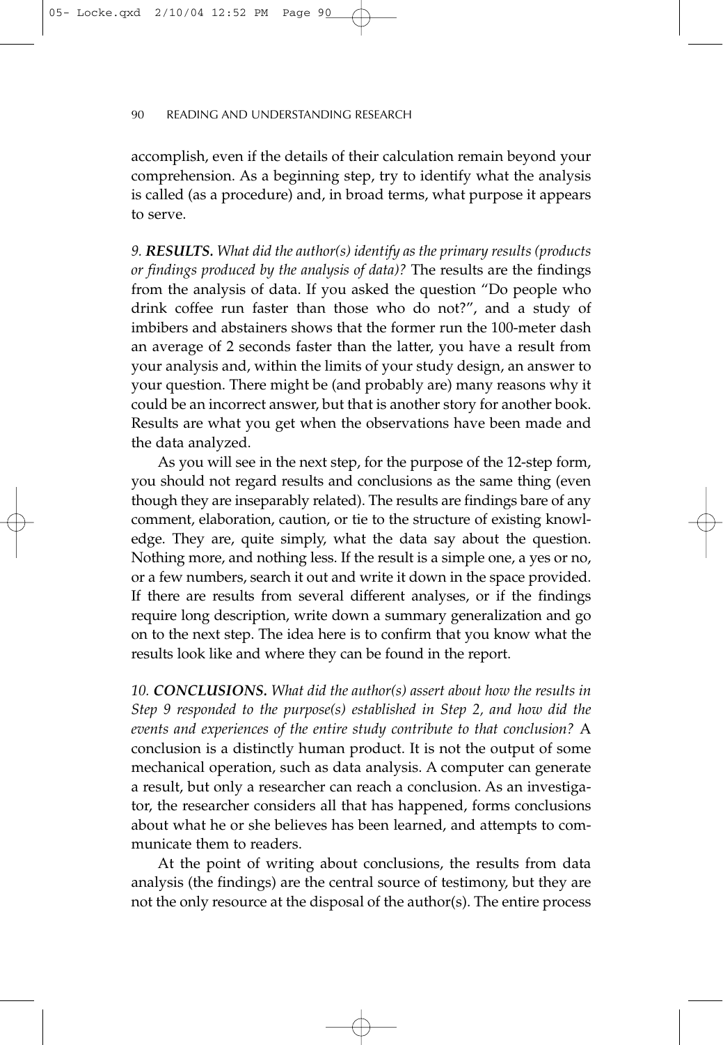accomplish, even if the details of their calculation remain beyond your comprehension. As a beginning step, try to identify what the analysis is called (as a procedure) and, in broad terms, what purpose it appears to serve.

*9.* ***RESULTS.*** *What did the author(s) identify as the primary results (products or findings produced by the analysis of data)?* The results are the findings from the analysis of data. If you asked the question "Do people who drink coffee run faster than those who do not?", and a study of imbibers and abstainers shows that the former run the 100-meter dash an average of 2 seconds faster than the latter, you have a result from your analysis and, within the limits of your study design, an answer to your question. There might be (and probably are) many reasons why it could be an incorrect answer, but that is another story for another book. Results are what you get when the observations have been made and the data analyzed.

As you will see in the next step, for the purpose of the 12-step form, you should not regard results and conclusions as the same thing (even though they are inseparably related). The results are findings bare of any comment, elaboration, caution, or tie to the structure of existing knowledge. They are, quite simply, what the data say about the question. Nothing more, and nothing less. If the result is a simple one, a yes or no, or a few numbers, search it out and write it down in the space provided. If there are results from several different analyses, or if the findings require long description, write down a summary generalization and go on to the next step. The idea here is to confirm that you know what the results look like and where they can be found in the report.

*10.* ***CONCLUSIONS.*** *What did the author(s) assert about how the results in Step 9 responded to the purpose(s) established in Step 2, and how did the events and experiences of the entire study contribute to that conclusion?* A conclusion is a distinctly human product. It is not the output of some mechanical operation, such as data analysis. A computer can generate a result, but only a researcher can reach a conclusion. As an investigator, the researcher considers all that has happened, forms conclusions about what he or she believes has been learned, and attempts to communicate them to readers.

At the point of writing about conclusions, the results from data analysis (the findings) are the central source of testimony, but they are not the only resource at the disposal of the author(s). The entire process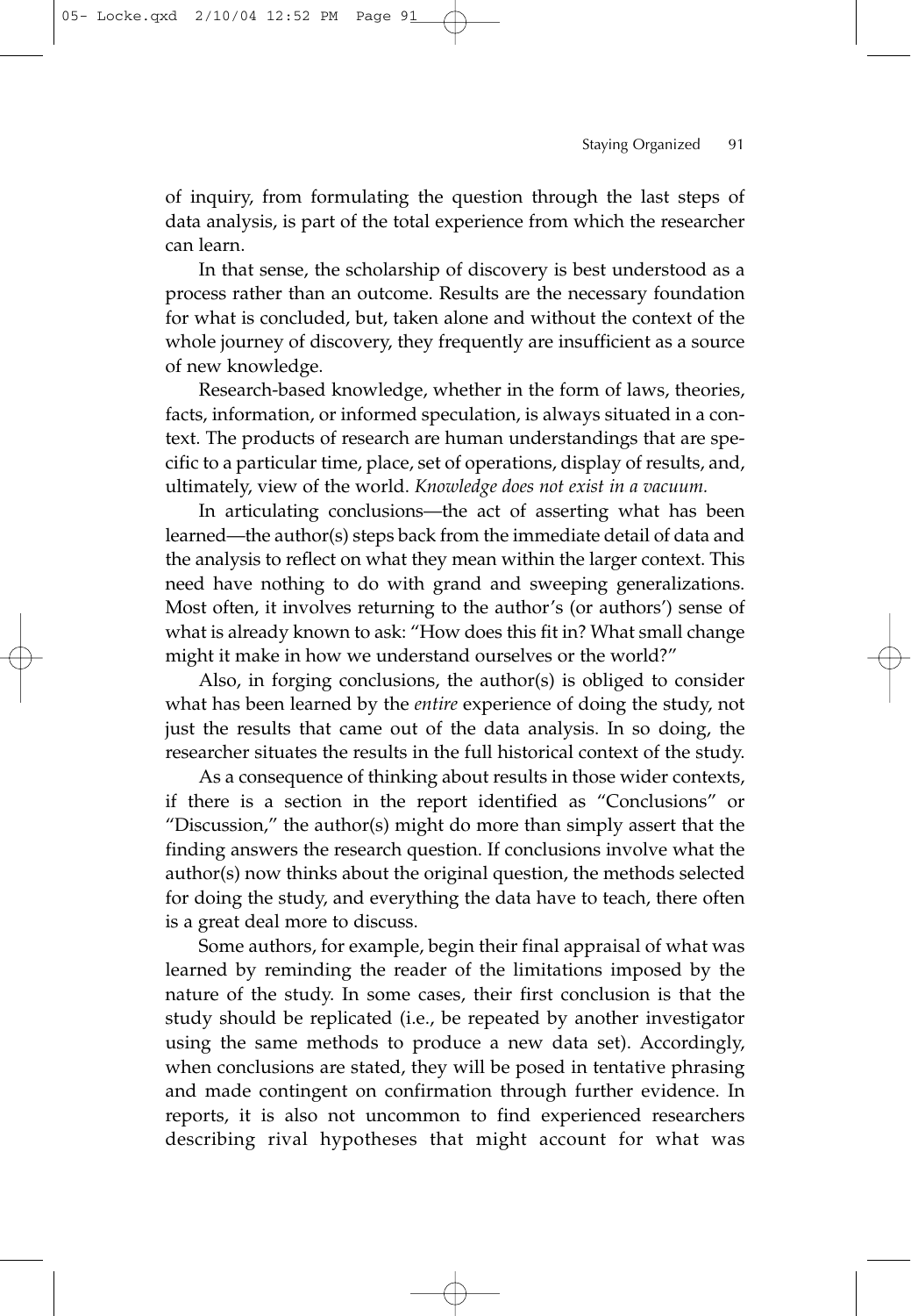of inquiry, from formulating the question through the last steps of data analysis, is part of the total experience from which the researcher can learn.

In that sense, the scholarship of discovery is best understood as a process rather than an outcome. Results are the necessary foundation for what is concluded, but, taken alone and without the context of the whole journey of discovery, they frequently are insufficient as a source of new knowledge.

Research-based knowledge, whether in the form of laws, theories, facts, information, or informed speculation, is always situated in a context. The products of research are human understandings that are specific to a particular time, place, set of operations, display of results, and, ultimately, view of the world. *Knowledge does not exist in a vacuum.*

In articulating conclusions—the act of asserting what has been learned—the author(s) steps back from the immediate detail of data and the analysis to reflect on what they mean within the larger context. This need have nothing to do with grand and sweeping generalizations. Most often, it involves returning to the author's (or authors') sense of what is already known to ask: "How does this fit in? What small change might it make in how we understand ourselves or the world?"

Also, in forging conclusions, the author(s) is obliged to consider what has been learned by the *entire* experience of doing the study, not just the results that came out of the data analysis. In so doing, the researcher situates the results in the full historical context of the study.

As a consequence of thinking about results in those wider contexts, if there is a section in the report identified as "Conclusions" or "Discussion," the author(s) might do more than simply assert that the finding answers the research question. If conclusions involve what the author(s) now thinks about the original question, the methods selected for doing the study, and everything the data have to teach, there often is a great deal more to discuss.

Some authors, for example, begin their final appraisal of what was learned by reminding the reader of the limitations imposed by the nature of the study. In some cases, their first conclusion is that the study should be replicated (i.e., be repeated by another investigator using the same methods to produce a new data set). Accordingly, when conclusions are stated, they will be posed in tentative phrasing and made contingent on confirmation through further evidence. In reports, it is also not uncommon to find experienced researchers describing rival hypotheses that might account for what was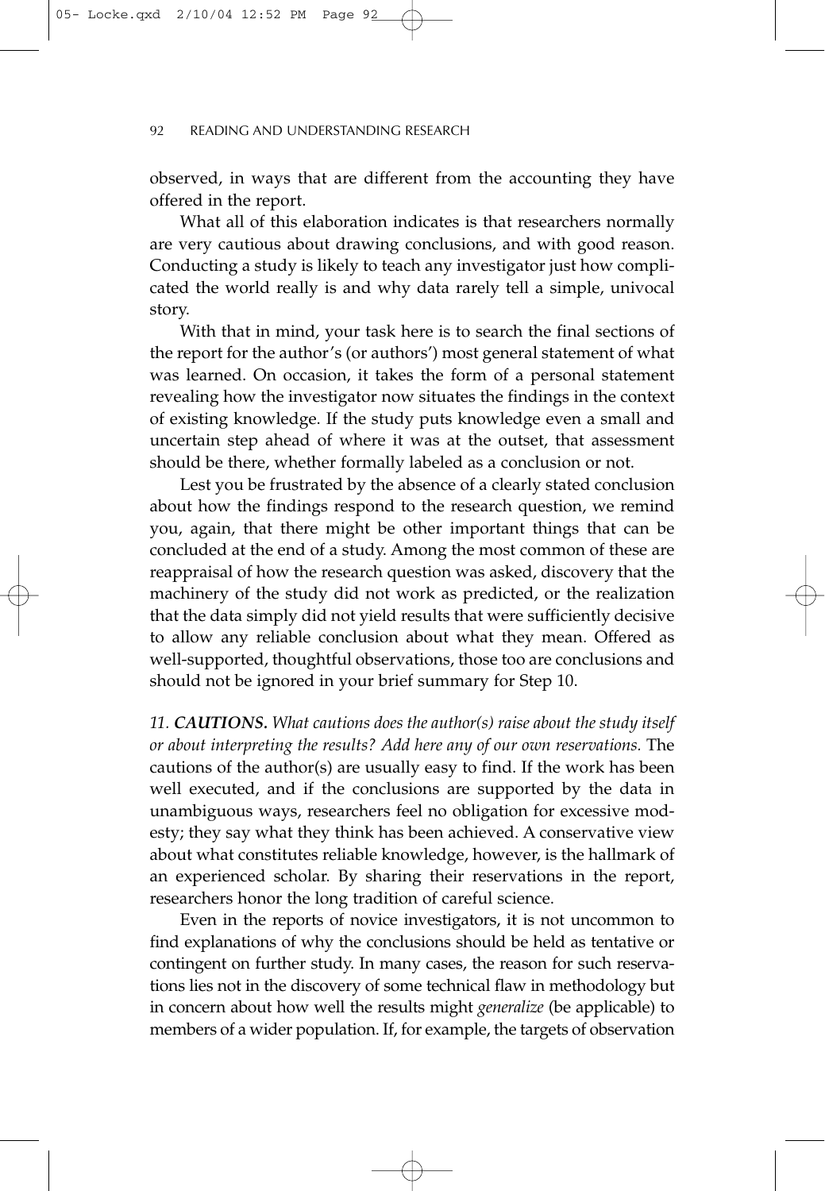observed, in ways that are different from the accounting they have offered in the report.

What all of this elaboration indicates is that researchers normally are very cautious about drawing conclusions, and with good reason. Conducting a study is likely to teach any investigator just how complicated the world really is and why data rarely tell a simple, univocal story.

With that in mind, your task here is to search the final sections of the report for the author's (or authors') most general statement of what was learned. On occasion, it takes the form of a personal statement revealing how the investigator now situates the findings in the context of existing knowledge. If the study puts knowledge even a small and uncertain step ahead of where it was at the outset, that assessment should be there, whether formally labeled as a conclusion or not.

Lest you be frustrated by the absence of a clearly stated conclusion about how the findings respond to the research question, we remind you, again, that there might be other important things that can be concluded at the end of a study. Among the most common of these are reappraisal of how the research question was asked, discovery that the machinery of the study did not work as predicted, or the realization that the data simply did not yield results that were sufficiently decisive to allow any reliable conclusion about what they mean. Offered as well-supported, thoughtful observations, those too are conclusions and should not be ignored in your brief summary for Step 10.

*11. **CAUTIONS.** What cautions does the author(s) raise about the study itself or about interpreting the results? Add here any of our own reservations.* The cautions of the author(s) are usually easy to find. If the work has been well executed, and if the conclusions are supported by the data in unambiguous ways, researchers feel no obligation for excessive modesty; they say what they think has been achieved. A conservative view about what constitutes reliable knowledge, however, is the hallmark of an experienced scholar. By sharing their reservations in the report, researchers honor the long tradition of careful science.

Even in the reports of novice investigators, it is not uncommon to find explanations of why the conclusions should be held as tentative or contingent on further study. In many cases, the reason for such reservations lies not in the discovery of some technical flaw in methodology but in concern about how well the results might *generalize* (be applicable) to members of a wider population. If, for example, the targets of observation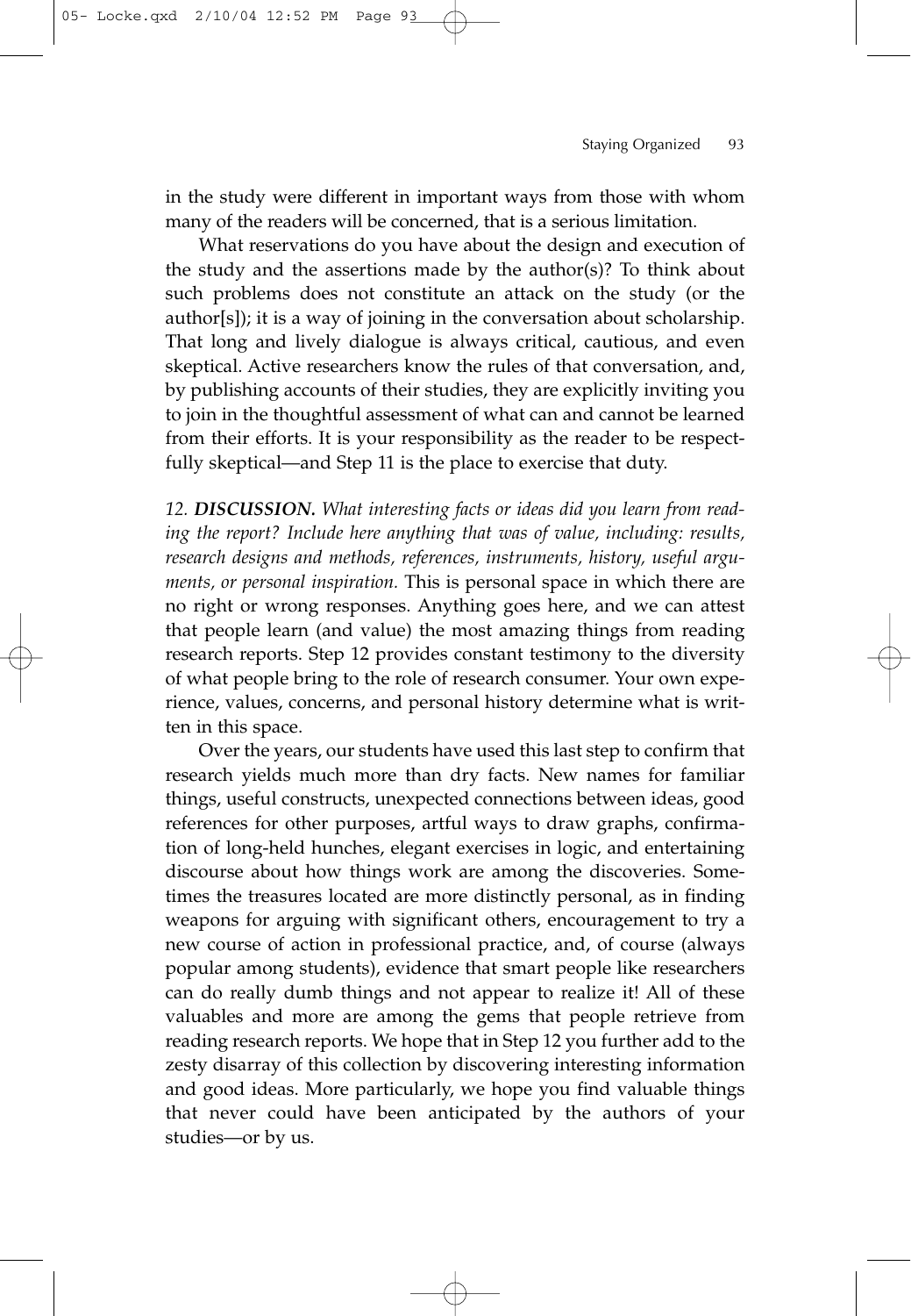in the study were different in important ways from those with whom many of the readers will be concerned, that is a serious limitation.

What reservations do you have about the design and execution of the study and the assertions made by the author(s)? To think about such problems does not constitute an attack on the study (or the author[s]); it is a way of joining in the conversation about scholarship. That long and lively dialogue is always critical, cautious, and even skeptical. Active researchers know the rules of that conversation, and, by publishing accounts of their studies, they are explicitly inviting you to join in the thoughtful assessment of what can and cannot be learned from their efforts. It is your responsibility as the reader to be respectfully skeptical—and Step 11 is the place to exercise that duty.

*12. **DISCUSSION.** What interesting facts or ideas did you learn from reading the report? Include here anything that was of value, including: results, research designs and methods, references, instruments, history, useful arguments, or personal inspiration.* This is personal space in which there are no right or wrong responses. Anything goes here, and we can attest that people learn (and value) the most amazing things from reading research reports. Step 12 provides constant testimony to the diversity of what people bring to the role of research consumer. Your own experience, values, concerns, and personal history determine what is written in this space.

Over the years, our students have used this last step to confirm that research yields much more than dry facts. New names for familiar things, useful constructs, unexpected connections between ideas, good references for other purposes, artful ways to draw graphs, confirmation of long-held hunches, elegant exercises in logic, and entertaining discourse about how things work are among the discoveries. Sometimes the treasures located are more distinctly personal, as in finding weapons for arguing with significant others, encouragement to try a new course of action in professional practice, and, of course (always popular among students), evidence that smart people like researchers can do really dumb things and not appear to realize it! All of these valuables and more are among the gems that people retrieve from reading research reports. We hope that in Step 12 you further add to the zesty disarray of this collection by discovering interesting information and good ideas. More particularly, we hope you find valuable things that never could have been anticipated by the authors of your studies—or by us.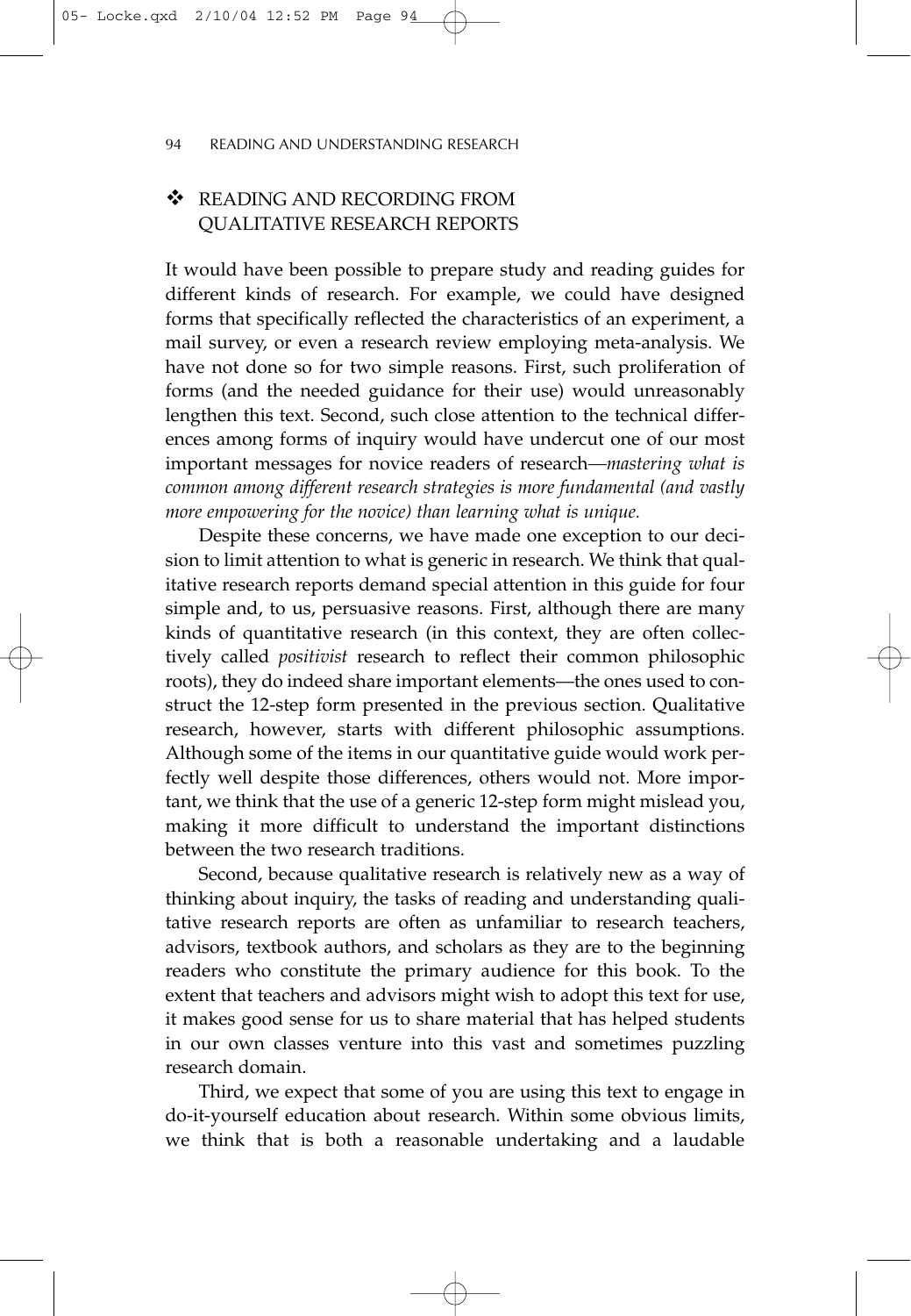## ❖ READING AND RECORDING FROM QUALITATIVE RESEARCH REPORTS

It would have been possible to prepare study and reading guides for different kinds of research. For example, we could have designed forms that specifically reflected the characteristics of an experiment, a mail survey, or even a research review employing meta-analysis. We have not done so for two simple reasons. First, such proliferation of forms (and the needed guidance for their use) would unreasonably lengthen this text. Second, such close attention to the technical differences among forms of inquiry would have undercut one of our most important messages for novice readers of research—*mastering what is common among different research strategies is more fundamental (and vastly more empowering for the novice) than learning what is unique.*

Despite these concerns, we have made one exception to our decision to limit attention to what is generic in research. We think that qualitative research reports demand special attention in this guide for four simple and, to us, persuasive reasons. First, although there are many kinds of quantitative research (in this context, they are often collectively called *positivist* research to reflect their common philosophic roots), they do indeed share important elements—the ones used to construct the 12-step form presented in the previous section. Qualitative research, however, starts with different philosophic assumptions. Although some of the items in our quantitative guide would work perfectly well despite those differences, others would not. More important, we think that the use of a generic 12-step form might mislead you, making it more difficult to understand the important distinctions between the two research traditions.

Second, because qualitative research is relatively new as a way of thinking about inquiry, the tasks of reading and understanding qualitative research reports are often as unfamiliar to research teachers, advisors, textbook authors, and scholars as they are to the beginning readers who constitute the primary audience for this book. To the extent that teachers and advisors might wish to adopt this text for use, it makes good sense for us to share material that has helped students in our own classes venture into this vast and sometimes puzzling research domain.

Third, we expect that some of you are using this text to engage in do-it-yourself education about research. Within some obvious limits, we think that is both a reasonable undertaking and a laudable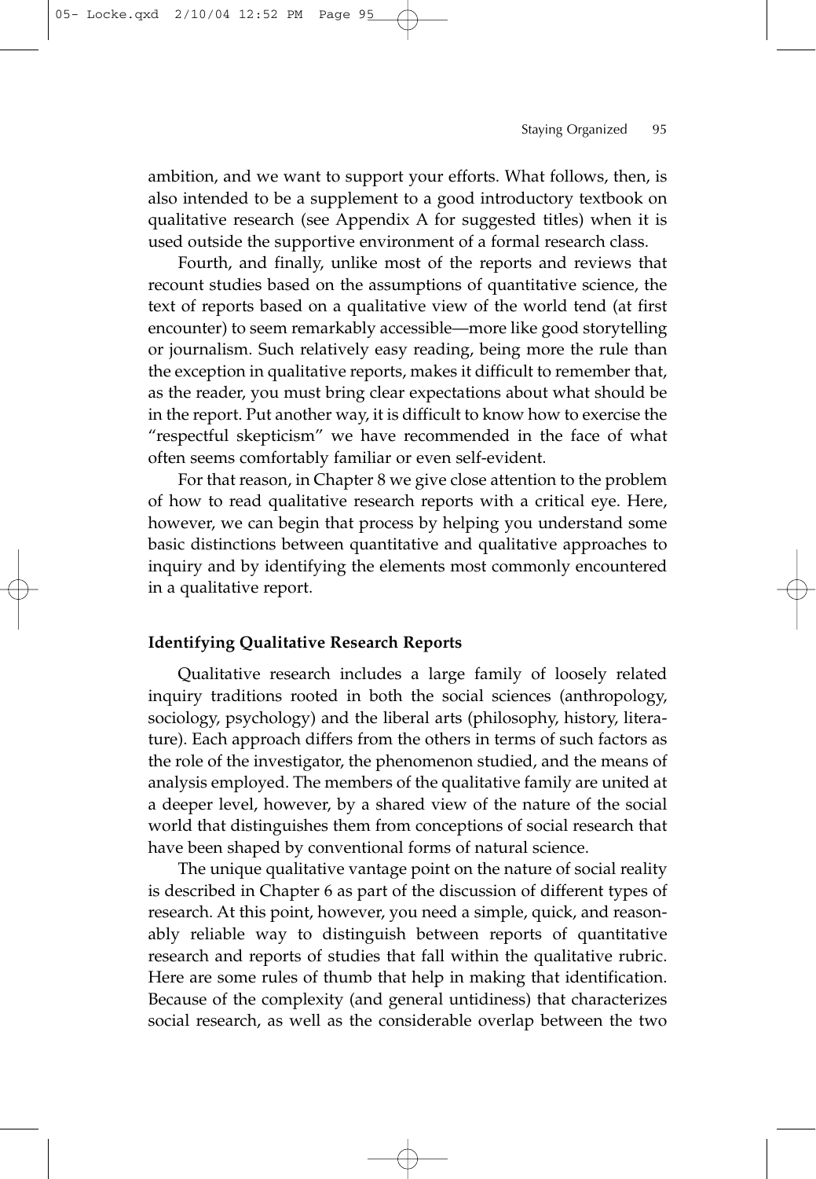ambition, and we want to support your efforts. What follows, then, is also intended to be a supplement to a good introductory textbook on qualitative research (see Appendix A for suggested titles) when it is used outside the supportive environment of a formal research class.

Fourth, and finally, unlike most of the reports and reviews that recount studies based on the assumptions of quantitative science, the text of reports based on a qualitative view of the world tend (at first encounter) to seem remarkably accessible—more like good storytelling or journalism. Such relatively easy reading, being more the rule than the exception in qualitative reports, makes it difficult to remember that, as the reader, you must bring clear expectations about what should be in the report. Put another way, it is difficult to know how to exercise the "respectful skepticism" we have recommended in the face of what often seems comfortably familiar or even self-evident.

For that reason, in Chapter 8 we give close attention to the problem of how to read qualitative research reports with a critical eye. Here, however, we can begin that process by helping you understand some basic distinctions between quantitative and qualitative approaches to inquiry and by identifying the elements most commonly encountered in a qualitative report.

**Identifying Qualitative Research Reports**

Qualitative research includes a large family of loosely related inquiry traditions rooted in both the social sciences (anthropology, sociology, psychology) and the liberal arts (philosophy, history, literature). Each approach differs from the others in terms of such factors as the role of the investigator, the phenomenon studied, and the means of analysis employed. The members of the qualitative family are united at a deeper level, however, by a shared view of the nature of the social world that distinguishes them from conceptions of social research that have been shaped by conventional forms of natural science.

The unique qualitative vantage point on the nature of social reality is described in Chapter 6 as part of the discussion of different types of research. At this point, however, you need a simple, quick, and reasonably reliable way to distinguish between reports of quantitative research and reports of studies that fall within the qualitative rubric. Here are some rules of thumb that help in making that identification. Because of the complexity (and general untidiness) that characterizes social research, as well as the considerable overlap between the two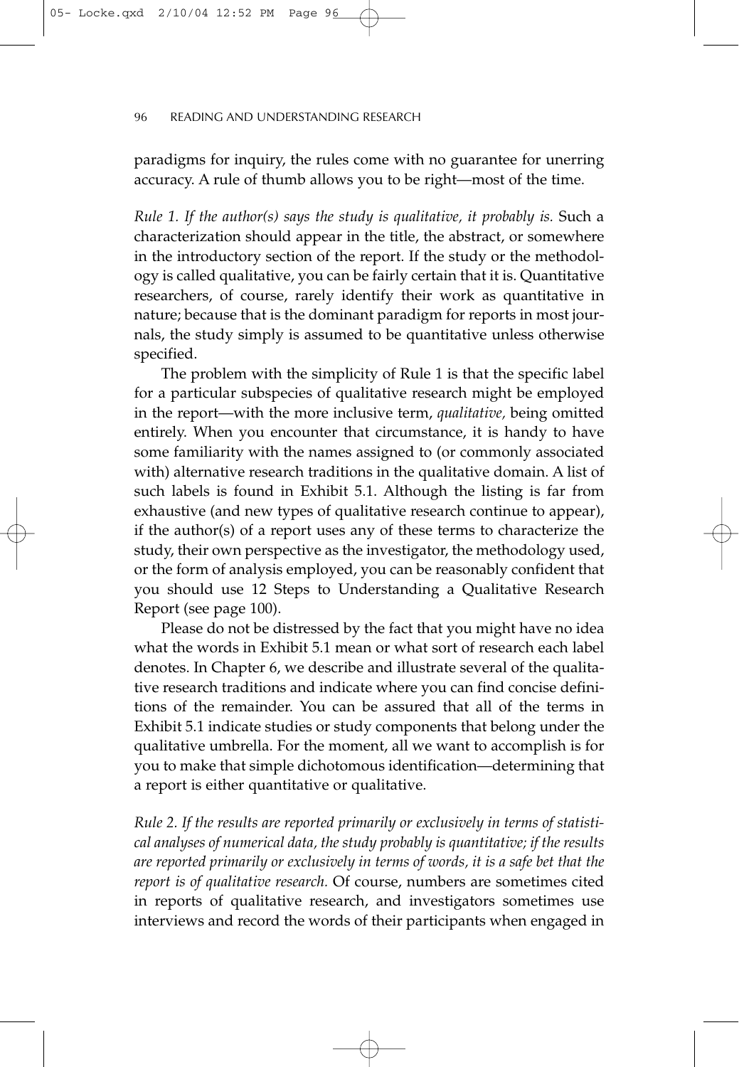paradigms for inquiry, the rules come with no guarantee for unerring accuracy. A rule of thumb allows you to be right—most of the time.

*Rule 1. If the author(s) says the study is qualitative, it probably is.* Such a characterization should appear in the title, the abstract, or somewhere in the introductory section of the report. If the study or the methodology is called qualitative, you can be fairly certain that it is. Quantitative researchers, of course, rarely identify their work as quantitative in nature; because that is the dominant paradigm for reports in most journals, the study simply is assumed to be quantitative unless otherwise specified.

The problem with the simplicity of Rule 1 is that the specific label for a particular subspecies of qualitative research might be employed in the report—with the more inclusive term, *qualitative,* being omitted entirely. When you encounter that circumstance, it is handy to have some familiarity with the names assigned to (or commonly associated with) alternative research traditions in the qualitative domain. A list of such labels is found in Exhibit 5.1. Although the listing is far from exhaustive (and new types of qualitative research continue to appear), if the author(s) of a report uses any of these terms to characterize the study, their own perspective as the investigator, the methodology used, or the form of analysis employed, you can be reasonably confident that you should use 12 Steps to Understanding a Qualitative Research Report (see page 100).

Please do not be distressed by the fact that you might have no idea what the words in Exhibit 5.1 mean or what sort of research each label denotes. In Chapter 6, we describe and illustrate several of the qualitative research traditions and indicate where you can find concise definitions of the remainder. You can be assured that all of the terms in Exhibit 5.1 indicate studies or study components that belong under the qualitative umbrella. For the moment, all we want to accomplish is for you to make that simple dichotomous identification—determining that a report is either quantitative or qualitative.

*Rule 2. If the results are reported primarily or exclusively in terms of statistical analyses of numerical data, the study probably is quantitative; if the results are reported primarily or exclusively in terms of words, it is a safe bet that the report is of qualitative research.* Of course, numbers are sometimes cited in reports of qualitative research, and investigators sometimes use interviews and record the words of their participants when engaged in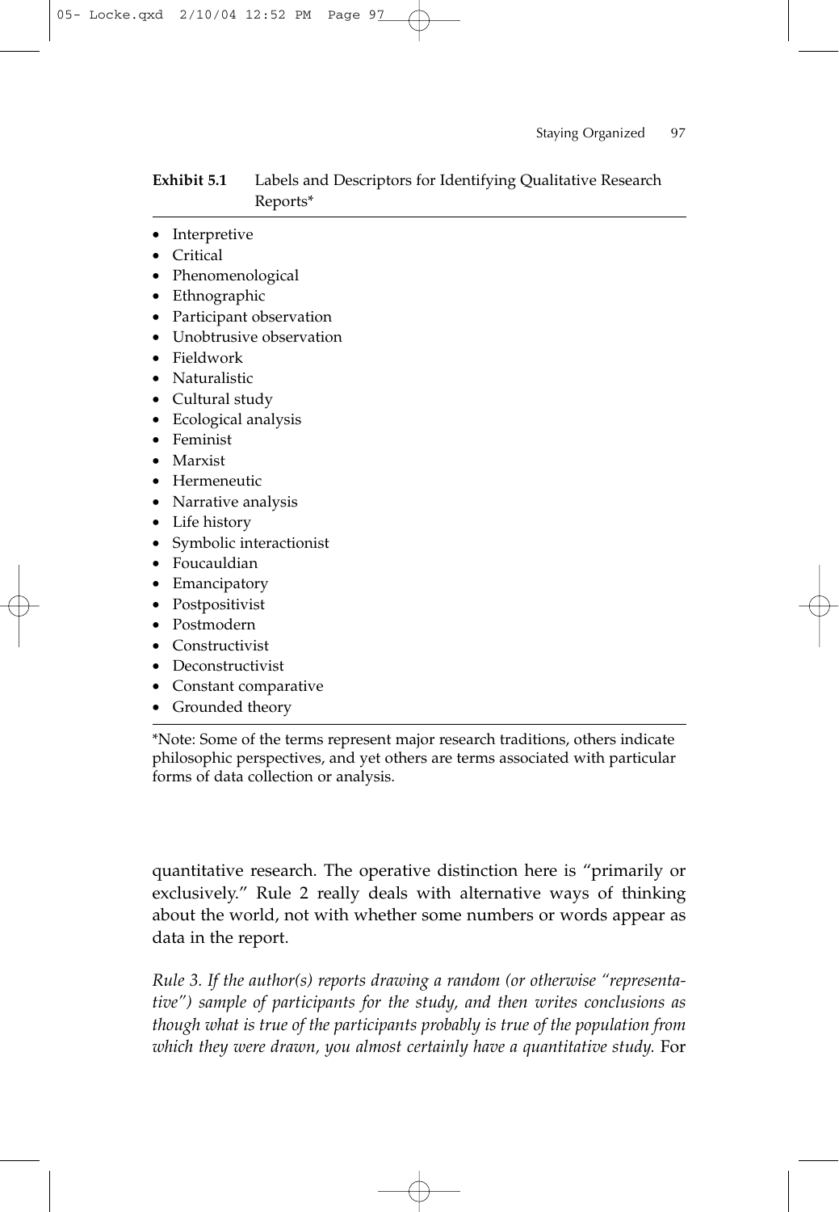**Exhibit 5.1** Labels and Descriptors for Identifying Qualitative Research Reports*

- Interpretive
- Critical
- Phenomenological
- Ethnographic
- Participant observation
- Unobtrusive observation
- Fieldwork
- Naturalistic
- Cultural study
- Ecological analysis
- Feminist
- Marxist
- Hermeneutic
- Narrative analysis
- Life history
- Symbolic interactionist
- Foucauldian
- Emancipatory
- Postpositivist
- Postmodern
- Constructivist
- Deconstructivist
- Constant comparative
- Grounded theory

*Note: Some of the terms represent major research traditions, others indicate philosophic perspectives, and yet others are terms associated with particular forms of data collection or analysis.

quantitative research. The operative distinction here is "primarily or exclusively." Rule 2 really deals with alternative ways of thinking about the world, not with whether some numbers or words appear as data in the report.

*Rule 3. If the author(s) reports drawing a random (or otherwise "representative") sample of participants for the study, and then writes conclusions as though what is true of the participants probably is true of the population from which they were drawn, you almost certainly have a quantitative study.* For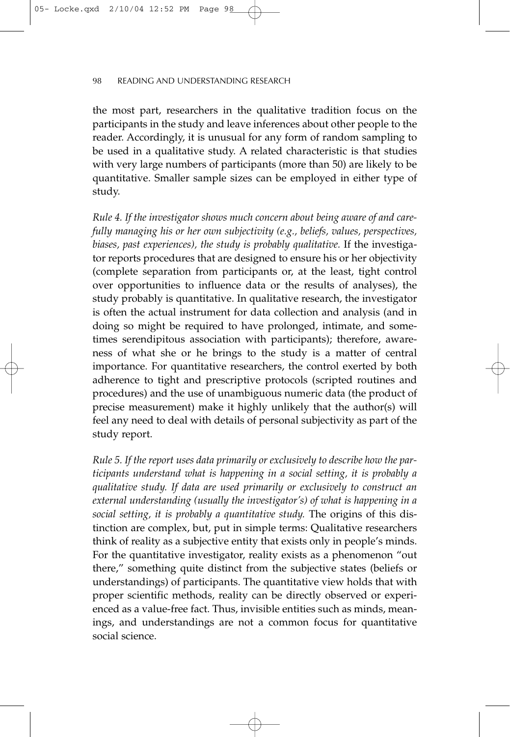the most part, researchers in the qualitative tradition focus on the participants in the study and leave inferences about other people to the reader. Accordingly, it is unusual for any form of random sampling to be used in a qualitative study. A related characteristic is that studies with very large numbers of participants (more than 50) are likely to be quantitative. Smaller sample sizes can be employed in either type of study.

*Rule 4. If the investigator shows much concern about being aware of and carefully managing his or her own subjectivity (e.g., beliefs, values, perspectives, biases, past experiences), the study is probably qualitative.* If the investigator reports procedures that are designed to ensure his or her objectivity (complete separation from participants or, at the least, tight control over opportunities to influence data or the results of analyses), the study probably is quantitative. In qualitative research, the investigator is often the actual instrument for data collection and analysis (and in doing so might be required to have prolonged, intimate, and sometimes serendipitous association with participants); therefore, awareness of what she or he brings to the study is a matter of central importance. For quantitative researchers, the control exerted by both adherence to tight and prescriptive protocols (scripted routines and procedures) and the use of unambiguous numeric data (the product of precise measurement) make it highly unlikely that the author(s) will feel any need to deal with details of personal subjectivity as part of the study report.

*Rule 5. If the report uses data primarily or exclusively to describe how the participants understand what is happening in a social setting, it is probably a qualitative study. If data are used primarily or exclusively to construct an external understanding (usually the investigator's) of what is happening in a social setting, it is probably a quantitative study.* The origins of this distinction are complex, but, put in simple terms: Qualitative researchers think of reality as a subjective entity that exists only in people's minds. For the quantitative investigator, reality exists as a phenomenon "out there," something quite distinct from the subjective states (beliefs or understandings) of participants. The quantitative view holds that with proper scientific methods, reality can be directly observed or experienced as a value-free fact. Thus, invisible entities such as minds, meanings, and understandings are not a common focus for quantitative social science.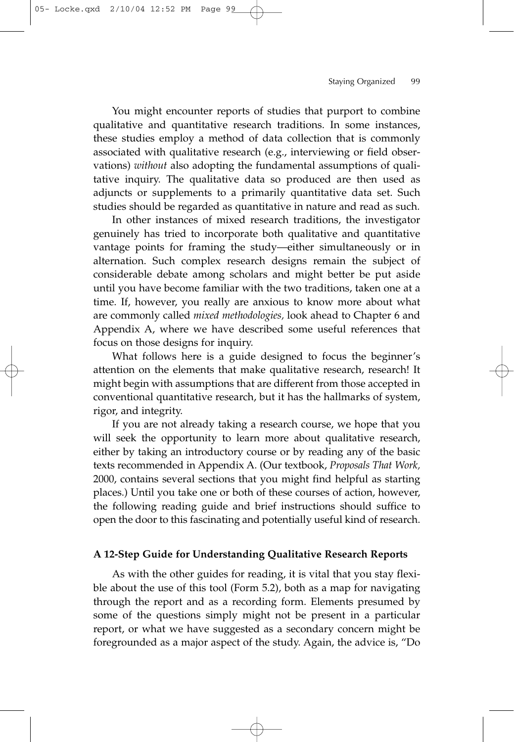You might encounter reports of studies that purport to combine qualitative and quantitative research traditions. In some instances, these studies employ a method of data collection that is commonly associated with qualitative research (e.g., interviewing or field observations) *without* also adopting the fundamental assumptions of qualitative inquiry. The qualitative data so produced are then used as adjuncts or supplements to a primarily quantitative data set. Such studies should be regarded as quantitative in nature and read as such.

In other instances of mixed research traditions, the investigator genuinely has tried to incorporate both qualitative and quantitative vantage points for framing the study—either simultaneously or in alternation. Such complex research designs remain the subject of considerable debate among scholars and might better be put aside until you have become familiar with the two traditions, taken one at a time. If, however, you really are anxious to know more about what are commonly called *mixed methodologies,* look ahead to Chapter 6 and Appendix A, where we have described some useful references that focus on those designs for inquiry.

What follows here is a guide designed to focus the beginner's attention on the elements that make qualitative research, research! It might begin with assumptions that are different from those accepted in conventional quantitative research, but it has the hallmarks of system, rigor, and integrity.

If you are not already taking a research course, we hope that you will seek the opportunity to learn more about qualitative research, either by taking an introductory course or by reading any of the basic texts recommended in Appendix A. (Our textbook, *Proposals That Work,* 2000, contains several sections that you might find helpful as starting places.) Until you take one or both of these courses of action, however, the following reading guide and brief instructions should suffice to open the door to this fascinating and potentially useful kind of research.

### A 12-Step Guide for Understanding Qualitative Research Reports

As with the other guides for reading, it is vital that you stay flexible about the use of this tool (Form 5.2), both as a map for navigating through the report and as a recording form. Elements presumed by some of the questions simply might not be present in a particular report, or what we have suggested as a secondary concern might be foregrounded as a major aspect of the study. Again, the advice is, "Do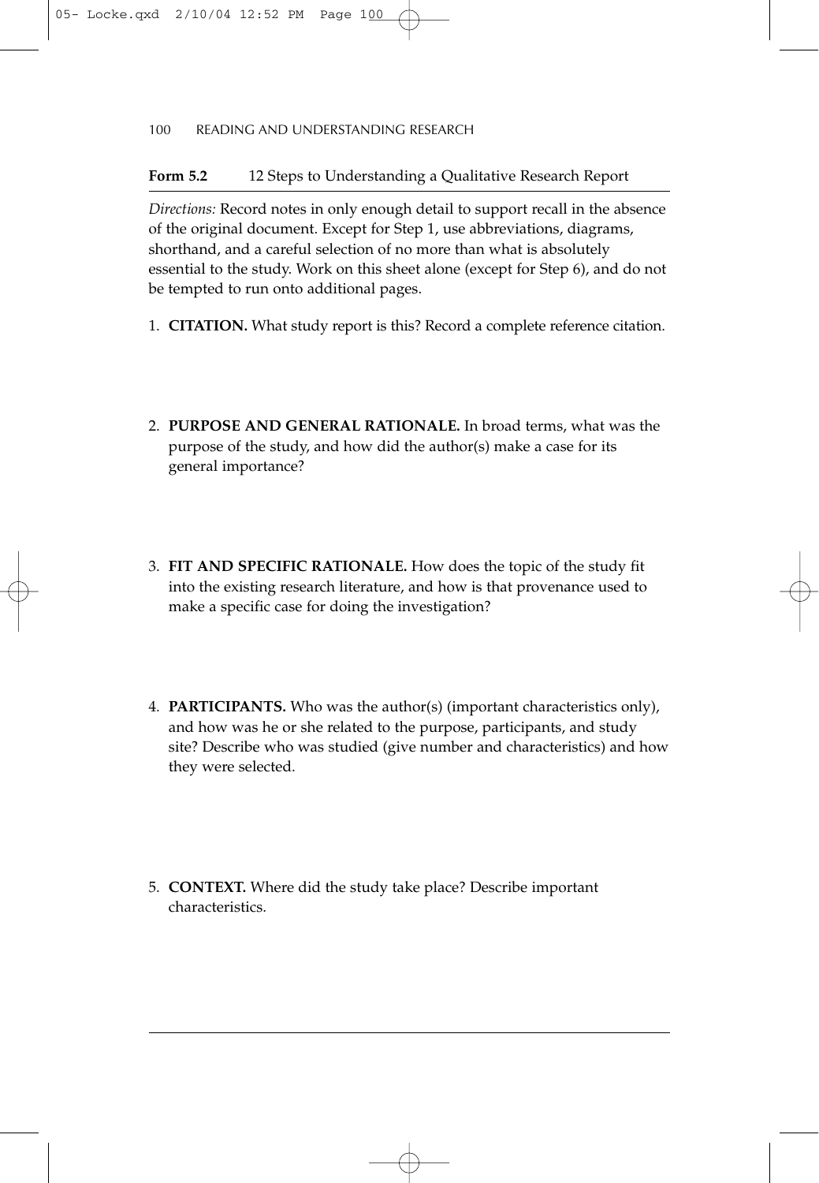**Form 5.2** 12 Steps to Understanding a Qualitative Research Report

*Directions:* Record notes in only enough detail to support recall in the absence of the original document. Except for Step 1, use abbreviations, diagrams, shorthand, and a careful selection of no more than what is absolutely essential to the study. Work on this sheet alone (except for Step 6), and do not be tempted to run onto additional pages.

1. **CITATION.** What study report is this? Record a complete reference citation.

2. **PURPOSE AND GENERAL RATIONALE.** In broad terms, what was the purpose of the study, and how did the author(s) make a case for its general importance?

3. **FIT AND SPECIFIC RATIONALE.** How does the topic of the study fit into the existing research literature, and how is that provenance used to make a specific case for doing the investigation?

4. **PARTICIPANTS.** Who was the author(s) (important characteristics only), and how was he or she related to the purpose, participants, and study site? Describe who was studied (give number and characteristics) and how they were selected.

5. **CONTEXT.** Where did the study take place? Describe important characteristics.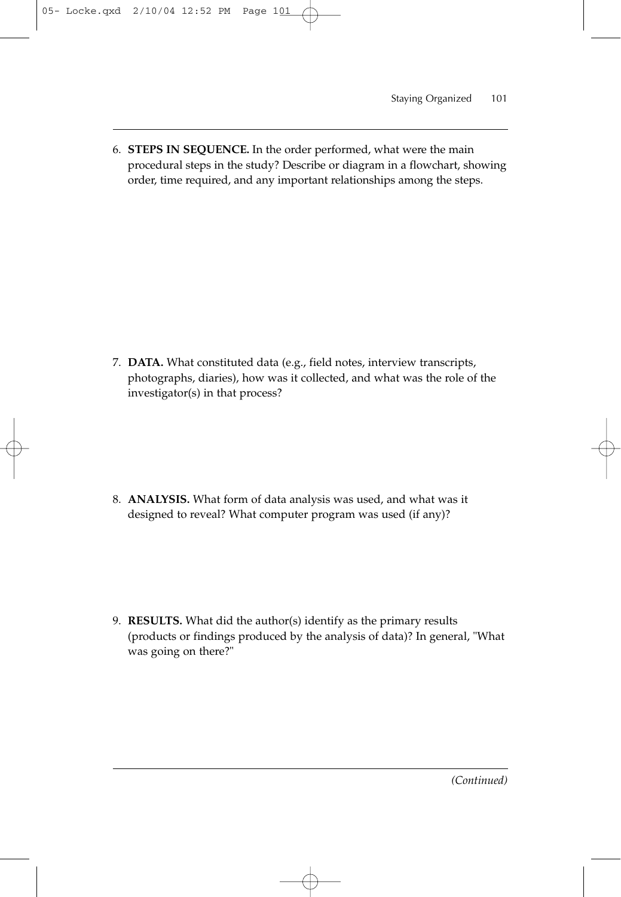6. **STEPS IN SEQUENCE.** In the order performed, what were the main procedural steps in the study? Describe or diagram in a flowchart, showing order, time required, and any important relationships among the steps.

7. **DATA.** What constituted data (e.g., field notes, interview transcripts, photographs, diaries), how was it collected, and what was the role of the investigator(s) in that process?

8. **ANALYSIS.** What form of data analysis was used, and what was it designed to reveal? What computer program was used (if any)?

9. **RESULTS.** What did the author(s) identify as the primary results (products or findings produced by the analysis of data)? In general, "What was going on there?"

*(Continued)*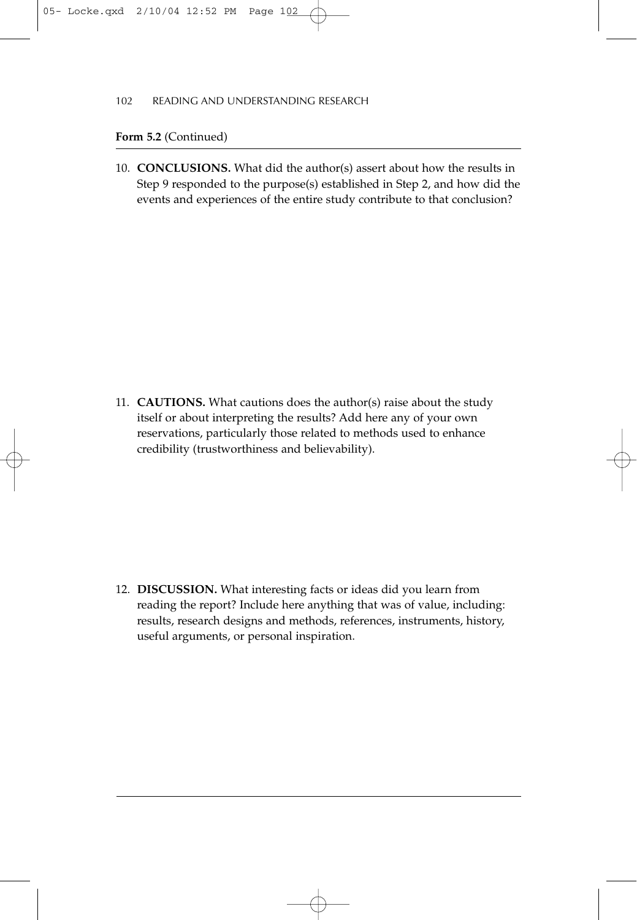**Form 5.2** (Continued)

10. **CONCLUSIONS.** What did the author(s) assert about how the results in Step 9 responded to the purpose(s) established in Step 2, and how did the events and experiences of the entire study contribute to that conclusion?

11. **CAUTIONS.** What cautions does the author(s) raise about the study itself or about interpreting the results? Add here any of your own reservations, particularly those related to methods used to enhance credibility (trustworthiness and believability).

12. **DISCUSSION.** What interesting facts or ideas did you learn from reading the report? Include here anything that was of value, including: results, research designs and methods, references, instruments, history, useful arguments, or personal inspiration.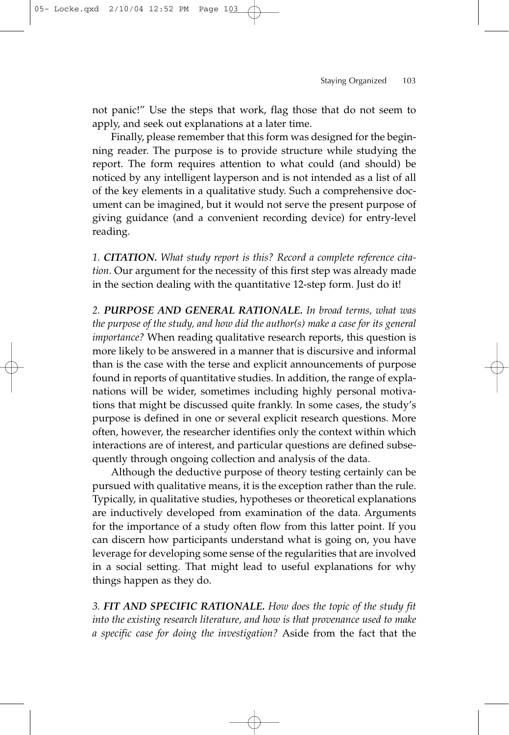not panic!" Use the steps that work, flag those that do not seem to apply, and seek out explanations at a later time.

Finally, please remember that this form was designed for the beginning reader. The purpose is to provide structure while studying the report. The form requires attention to what could (and should) be noticed by any intelligent layperson and is not intended as a list of all of the key elements in a qualitative study. Such a comprehensive document can be imagined, but it would not serve the present purpose of giving guidance (and a convenient recording device) for entry-level reading.

*1. **CITATION.** What study report is this? Record a complete reference citation.* Our argument for the necessity of this first step was already made in the section dealing with the quantitative 12-step form. Just do it!

*2. **PURPOSE AND GENERAL RATIONALE.** In broad terms, what was the purpose of the study, and how did the author(s) make a case for its general importance?* When reading qualitative research reports, this question is more likely to be answered in a manner that is discursive and informal than is the case with the terse and explicit announcements of purpose found in reports of quantitative studies. In addition, the range of explanations will be wider, sometimes including highly personal motivations that might be discussed quite frankly. In some cases, the study's purpose is defined in one or several explicit research questions. More often, however, the researcher identifies only the context within which interactions are of interest, and particular questions are defined subsequently through ongoing collection and analysis of the data.

Although the deductive purpose of theory testing certainly can be pursued with qualitative means, it is the exception rather than the rule. Typically, in qualitative studies, hypotheses or theoretical explanations are inductively developed from examination of the data. Arguments for the importance of a study often flow from this latter point. If you can discern how participants understand what is going on, you have leverage for developing some sense of the regularities that are involved in a social setting. That might lead to useful explanations for why things happen as they do.

*3. **FIT AND SPECIFIC RATIONALE.** How does the topic of the study fit into the existing research literature, and how is that provenance used to make a specific case for doing the investigation?* Aside from the fact that the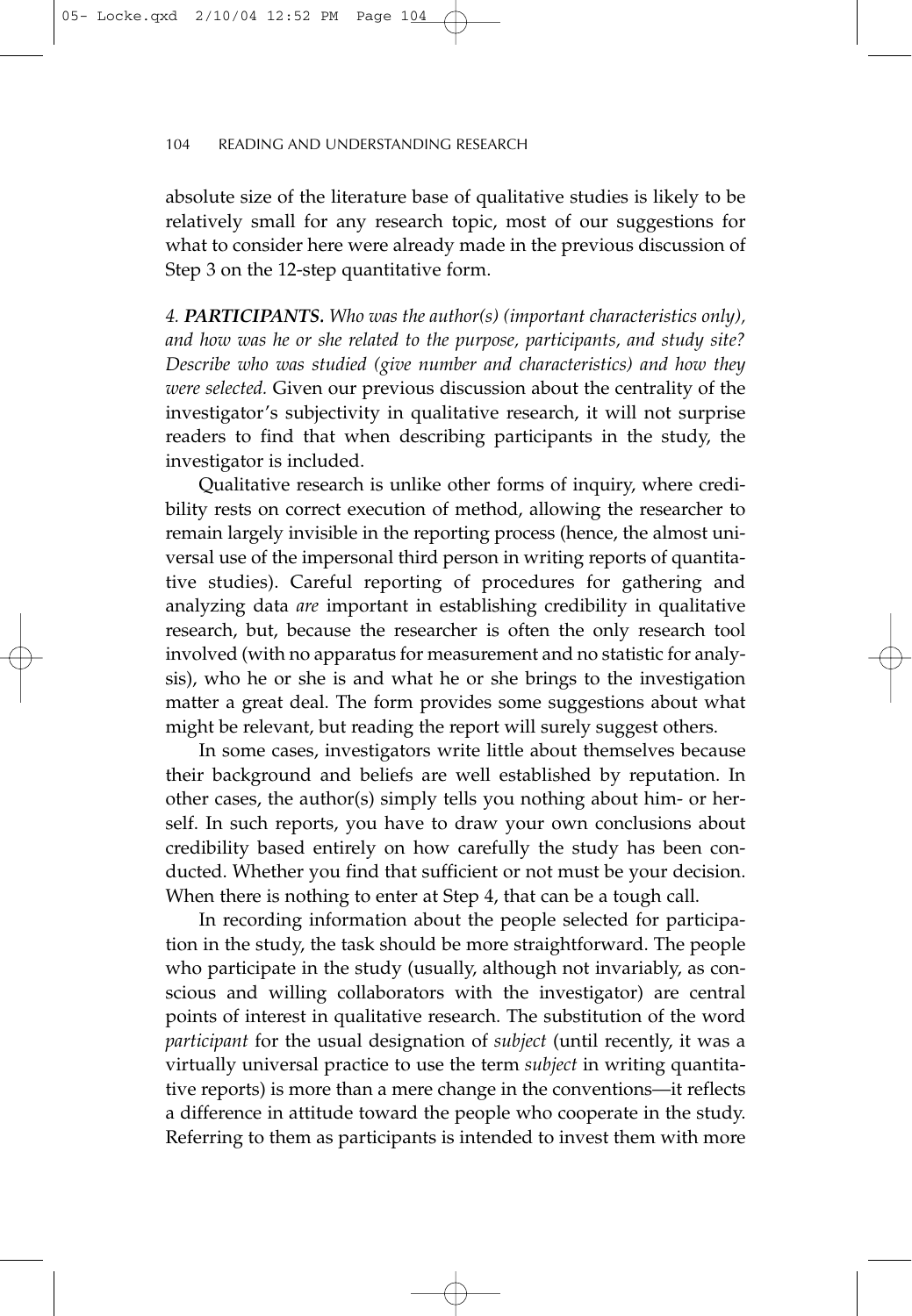absolute size of the literature base of qualitative studies is likely to be relatively small for any research topic, most of our suggestions for what to consider here were already made in the previous discussion of Step 3 on the 12-step quantitative form.

*4. **PARTICIPANTS.** Who was the author(s) (important characteristics only), and how was he or she related to the purpose, participants, and study site? Describe who was studied (give number and characteristics) and how they were selected.* Given our previous discussion about the centrality of the investigator's subjectivity in qualitative research, it will not surprise readers to find that when describing participants in the study, the investigator is included.

Qualitative research is unlike other forms of inquiry, where credibility rests on correct execution of method, allowing the researcher to remain largely invisible in the reporting process (hence, the almost universal use of the impersonal third person in writing reports of quantitative studies). Careful reporting of procedures for gathering and analyzing data *are* important in establishing credibility in qualitative research, but, because the researcher is often the only research tool involved (with no apparatus for measurement and no statistic for analysis), who he or she is and what he or she brings to the investigation matter a great deal. The form provides some suggestions about what might be relevant, but reading the report will surely suggest others.

In some cases, investigators write little about themselves because their background and beliefs are well established by reputation. In other cases, the author(s) simply tells you nothing about him- or herself. In such reports, you have to draw your own conclusions about credibility based entirely on how carefully the study has been conducted. Whether you find that sufficient or not must be your decision. When there is nothing to enter at Step 4, that can be a tough call.

In recording information about the people selected for participation in the study, the task should be more straightforward. The people who participate in the study (usually, although not invariably, as conscious and willing collaborators with the investigator) are central points of interest in qualitative research. The substitution of the word *participant* for the usual designation of *subject* (until recently, it was a virtually universal practice to use the term *subject* in writing quantitative reports) is more than a mere change in the conventions—it reflects a difference in attitude toward the people who cooperate in the study. Referring to them as participants is intended to invest them with more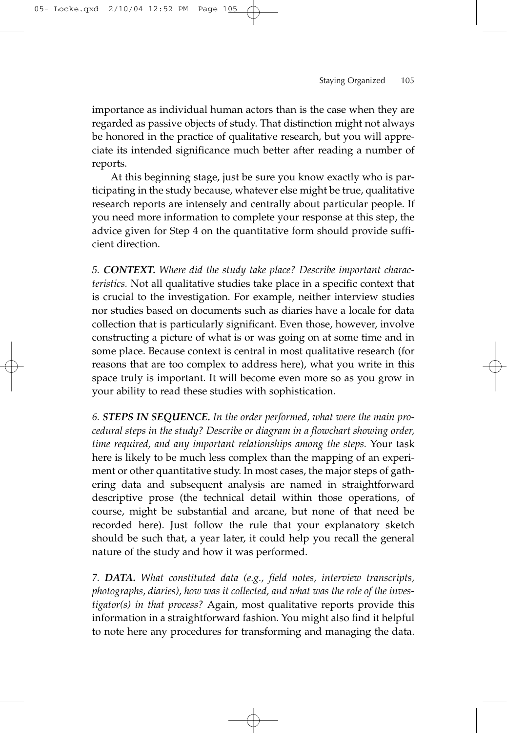importance as individual human actors than is the case when they are regarded as passive objects of study. That distinction might not always be honored in the practice of qualitative research, but you will appreciate its intended significance much better after reading a number of reports.

At this beginning stage, just be sure you know exactly who is participating in the study because, whatever else might be true, qualitative research reports are intensely and centrally about particular people. If you need more information to complete your response at this step, the advice given for Step 4 on the quantitative form should provide sufficient direction.

*5. **CONTEXT.** Where did the study take place? Describe important characteristics.* Not all qualitative studies take place in a specific context that is crucial to the investigation. For example, neither interview studies nor studies based on documents such as diaries have a locale for data collection that is particularly significant. Even those, however, involve constructing a picture of what is or was going on at some time and in some place. Because context is central in most qualitative research (for reasons that are too complex to address here), what you write in this space truly is important. It will become even more so as you grow in your ability to read these studies with sophistication.

*6. **STEPS IN SEQUENCE.** In the order performed, what were the main procedural steps in the study? Describe or diagram in a flowchart showing order, time required, and any important relationships among the steps.* Your task here is likely to be much less complex than the mapping of an experiment or other quantitative study. In most cases, the major steps of gathering data and subsequent analysis are named in straightforward descriptive prose (the technical detail within those operations, of course, might be substantial and arcane, but none of that need be recorded here). Just follow the rule that your explanatory sketch should be such that, a year later, it could help you recall the general nature of the study and how it was performed.

*7. **DATA.** What constituted data (e.g., field notes, interview transcripts, photographs, diaries), how was it collected, and what was the role of the investigator(s) in that process?* Again, most qualitative reports provide this information in a straightforward fashion. You might also find it helpful to note here any procedures for transforming and managing the data.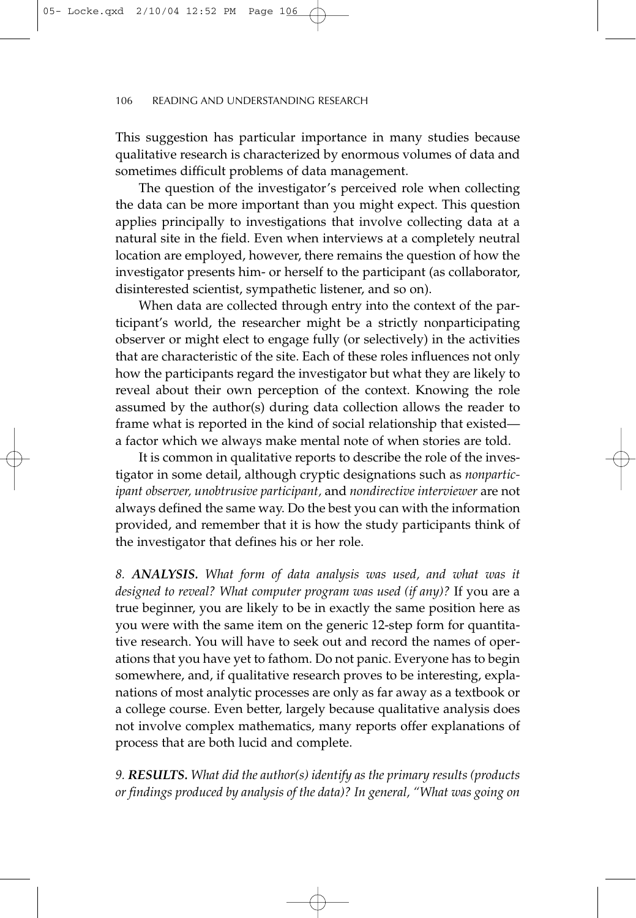This suggestion has particular importance in many studies because qualitative research is characterized by enormous volumes of data and sometimes difficult problems of data management.

The question of the investigator's perceived role when collecting the data can be more important than you might expect. This question applies principally to investigations that involve collecting data at a natural site in the field. Even when interviews at a completely neutral location are employed, however, there remains the question of how the investigator presents him- or herself to the participant (as collaborator, disinterested scientist, sympathetic listener, and so on).

When data are collected through entry into the context of the participant's world, the researcher might be a strictly nonparticipating observer or might elect to engage fully (or selectively) in the activities that are characteristic of the site. Each of these roles influences not only how the participants regard the investigator but what they are likely to reveal about their own perception of the context. Knowing the role assumed by the author(s) during data collection allows the reader to frame what is reported in the kind of social relationship that existed—a factor which we always make mental note of when stories are told.

It is common in qualitative reports to describe the role of the investigator in some detail, although cryptic designations such as *nonparticipant observer, unobtrusive participant,* and *nondirective interviewer* are not always defined the same way. Do the best you can with the information provided, and remember that it is how the study participants think of the investigator that defines his or her role.

*8. **ANALYSIS.** What form of data analysis was used, and what was it designed to reveal? What computer program was used (if any)?* If you are a true beginner, you are likely to be in exactly the same position here as you were with the same item on the generic 12-step form for quantitative research. You will have to seek out and record the names of operations that you have yet to fathom. Do not panic. Everyone has to begin somewhere, and, if qualitative research proves to be interesting, explanations of most analytic processes are only as far away as a textbook or a college course. Even better, largely because qualitative analysis does not involve complex mathematics, many reports offer explanations of process that are both lucid and complete.

*9. **RESULTS.** What did the author(s) identify as the primary results (products or findings produced by analysis of the data)? In general, "What was going on*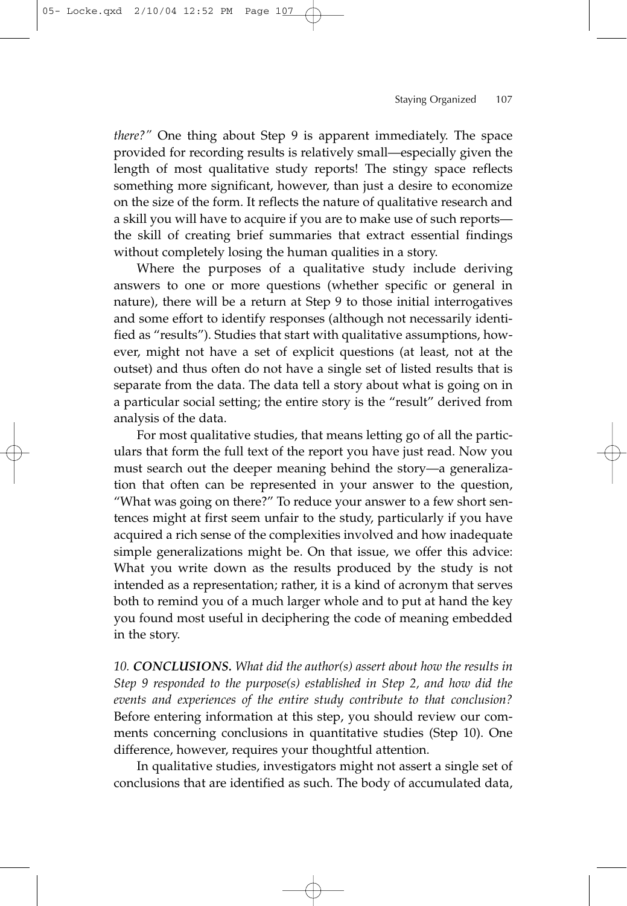*there?"* One thing about Step 9 is apparent immediately. The space provided for recording results is relatively small—especially given the length of most qualitative study reports! The stingy space reflects something more significant, however, than just a desire to economize on the size of the form. It reflects the nature of qualitative research and a skill you will have to acquire if you are to make use of such reports—the skill of creating brief summaries that extract essential findings without completely losing the human qualities in a story.

Where the purposes of a qualitative study include deriving answers to one or more questions (whether specific or general in nature), there will be a return at Step 9 to those initial interrogatives and some effort to identify responses (although not necessarily identified as "results"). Studies that start with qualitative assumptions, however, might not have a set of explicit questions (at least, not at the outset) and thus often do not have a single set of listed results that is separate from the data. The data tell a story about what is going on in a particular social setting; the entire story is the "result" derived from analysis of the data.

For most qualitative studies, that means letting go of all the particulars that form the full text of the report you have just read. Now you must search out the deeper meaning behind the story—a generalization that often can be represented in your answer to the question, "What was going on there?" To reduce your answer to a few short sentences might at first seem unfair to the study, particularly if you have acquired a rich sense of the complexities involved and how inadequate simple generalizations might be. On that issue, we offer this advice: What you write down as the results produced by the study is not intended as a representation; rather, it is a kind of acronym that serves both to remind you of a much larger whole and to put at hand the key you found most useful in deciphering the code of meaning embedded in the story.

*10. **CONCLUSIONS.** What did the author(s) assert about how the results in Step 9 responded to the purpose(s) established in Step 2, and how did the events and experiences of the entire study contribute to that conclusion?* Before entering information at this step, you should review our comments concerning conclusions in quantitative studies (Step 10). One difference, however, requires your thoughtful attention.

In qualitative studies, investigators might not assert a single set of conclusions that are identified as such. The body of accumulated data,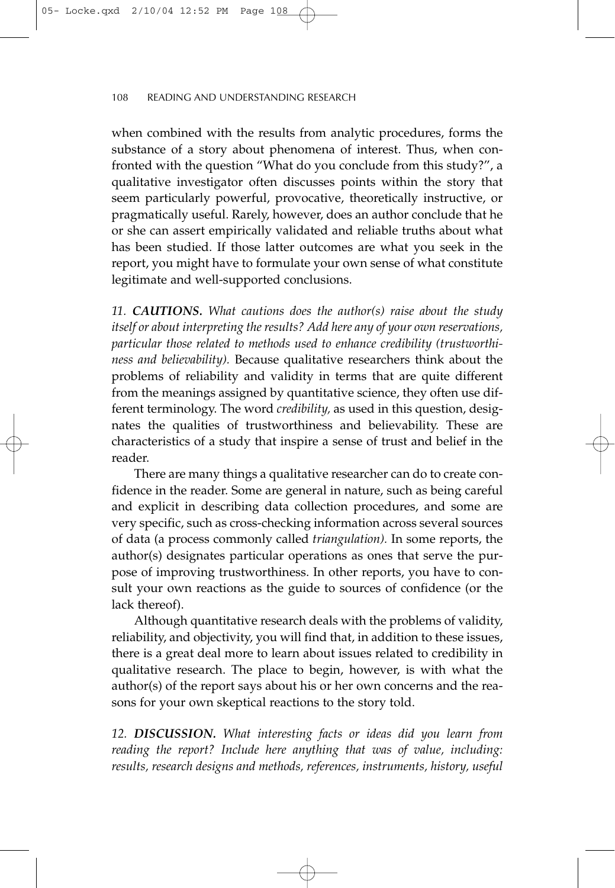when combined with the results from analytic procedures, forms the substance of a story about phenomena of interest. Thus, when confronted with the question "What do you conclude from this study?", a qualitative investigator often discusses points within the story that seem particularly powerful, provocative, theoretically instructive, or pragmatically useful. Rarely, however, does an author conclude that he or she can assert empirically validated and reliable truths about what has been studied. If those latter outcomes are what you seek in the report, you might have to formulate your own sense of what constitute legitimate and well-supported conclusions.

*11.* ***CAUTIONS.*** *What cautions does the author(s) raise about the study itself or about interpreting the results? Add here any of your own reservations, particular those related to methods used to enhance credibility (trustworthiness and believability).* Because qualitative researchers think about the problems of reliability and validity in terms that are quite different from the meanings assigned by quantitative science, they often use different terminology. The word *credibility,* as used in this question, designates the qualities of trustworthiness and believability. These are characteristics of a study that inspire a sense of trust and belief in the reader.

There are many things a qualitative researcher can do to create confidence in the reader. Some are general in nature, such as being careful and explicit in describing data collection procedures, and some are very specific, such as cross-checking information across several sources of data (a process commonly called *triangulation).* In some reports, the author(s) designates particular operations as ones that serve the purpose of improving trustworthiness. In other reports, you have to consult your own reactions as the guide to sources of confidence (or the lack thereof).

Although quantitative research deals with the problems of validity, reliability, and objectivity, you will find that, in addition to these issues, there is a great deal more to learn about issues related to credibility in qualitative research. The place to begin, however, is with what the author(s) of the report says about his or her own concerns and the reasons for your own skeptical reactions to the story told.

*12.* ***DISCUSSION.*** *What interesting facts or ideas did you learn from reading the report? Include here anything that was of value, including: results, research designs and methods, references, instruments, history, useful*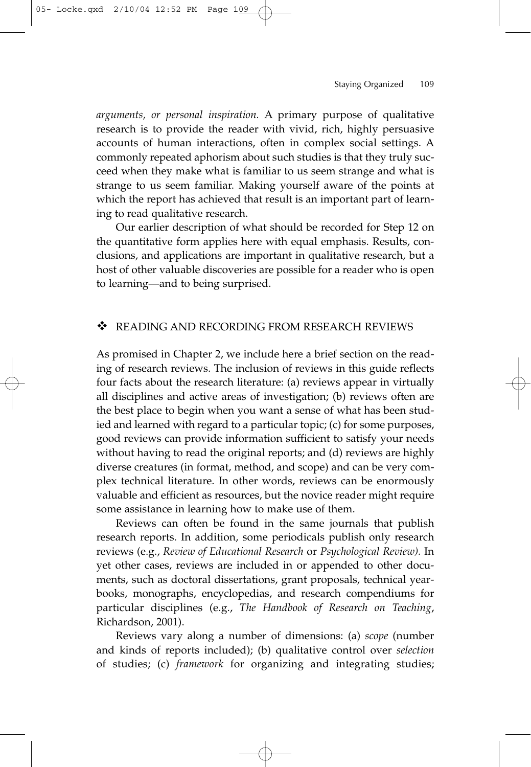*arguments, or personal inspiration.* A primary purpose of qualitative research is to provide the reader with vivid, rich, highly persuasive accounts of human interactions, often in complex social settings. A commonly repeated aphorism about such studies is that they truly succeed when they make what is familiar to us seem strange and what is strange to us seem familiar. Making yourself aware of the points at which the report has achieved that result is an important part of learning to read qualitative research.

Our earlier description of what should be recorded for Step 12 on the quantitative form applies here with equal emphasis. Results, conclusions, and applications are important in qualitative research, but a host of other valuable discoveries are possible for a reader who is open to learning—and to being surprised.

## ❖ READING AND RECORDING FROM RESEARCH REVIEWS

As promised in Chapter 2, we include here a brief section on the reading of research reviews. The inclusion of reviews in this guide reflects four facts about the research literature: (a) reviews appear in virtually all disciplines and active areas of investigation; (b) reviews often are the best place to begin when you want a sense of what has been studied and learned with regard to a particular topic; (c) for some purposes, good reviews can provide information sufficient to satisfy your needs without having to read the original reports; and (d) reviews are highly diverse creatures (in format, method, and scope) and can be very complex technical literature. In other words, reviews can be enormously valuable and efficient as resources, but the novice reader might require some assistance in learning how to make use of them.

Reviews can often be found in the same journals that publish research reports. In addition, some periodicals publish only research reviews (e.g., *Review of Educational Research* or *Psychological Review).* In yet other cases, reviews are included in or appended to other documents, such as doctoral dissertations, grant proposals, technical yearbooks, monographs, encyclopedias, and research compendiums for particular disciplines (e.g., *The Handbook of Research on Teaching*, Richardson, 2001).

Reviews vary along a number of dimensions: (a) *scope* (number and kinds of reports included); (b) qualitative control over *selection* of studies; (c) *framework* for organizing and integrating studies;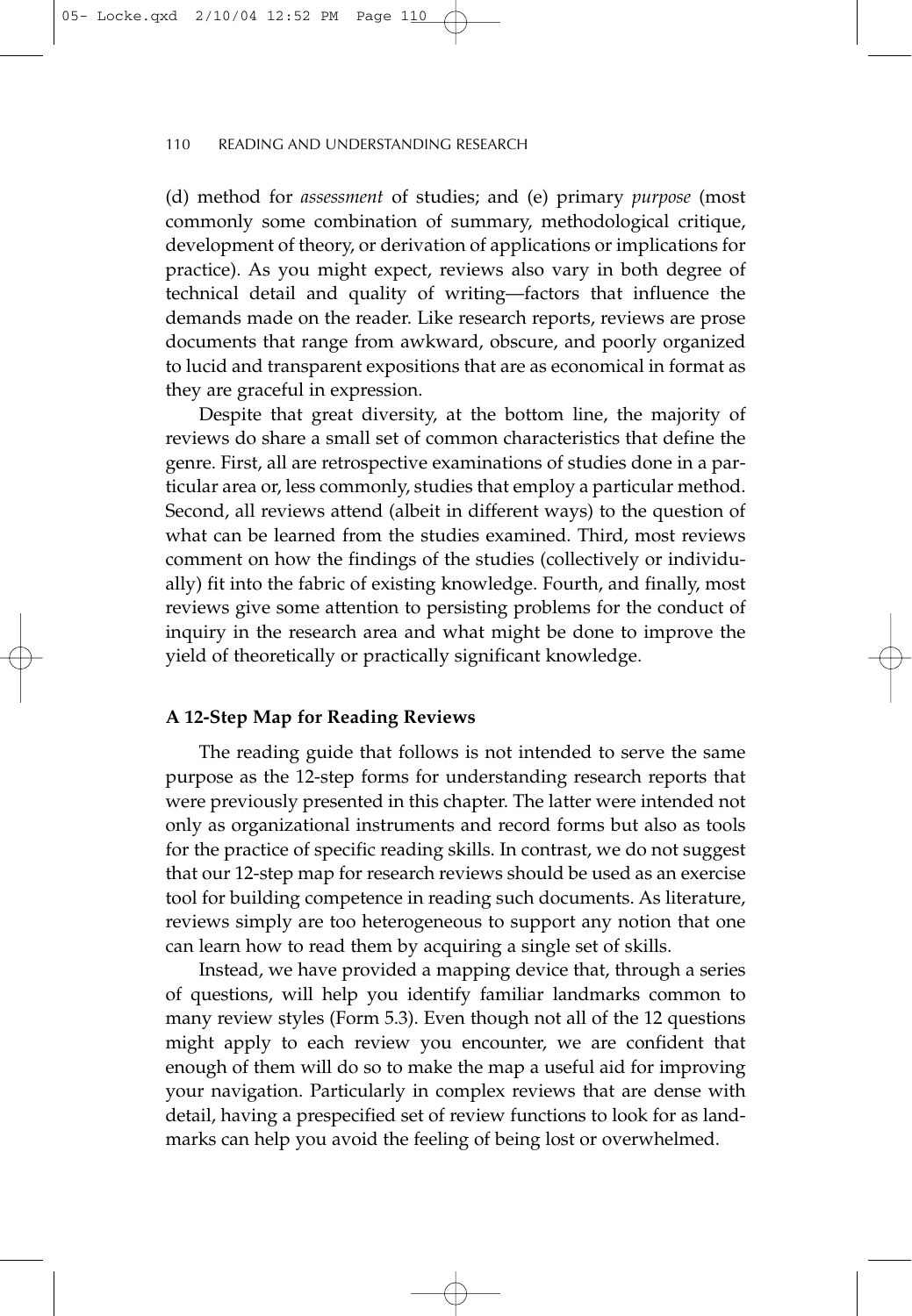(d) method for *assessment* of studies; and (e) primary *purpose* (most commonly some combination of summary, methodological critique, development of theory, or derivation of applications or implications for practice). As you might expect, reviews also vary in both degree of technical detail and quality of writing—factors that influence the demands made on the reader. Like research reports, reviews are prose documents that range from awkward, obscure, and poorly organized to lucid and transparent expositions that are as economical in format as they are graceful in expression.

Despite that great diversity, at the bottom line, the majority of reviews do share a small set of common characteristics that define the genre. First, all are retrospective examinations of studies done in a particular area or, less commonly, studies that employ a particular method. Second, all reviews attend (albeit in different ways) to the question of what can be learned from the studies examined. Third, most reviews comment on how the findings of the studies (collectively or individually) fit into the fabric of existing knowledge. Fourth, and finally, most reviews give some attention to persisting problems for the conduct of inquiry in the research area and what might be done to improve the yield of theoretically or practically significant knowledge.

### A 12-Step Map for Reading Reviews

The reading guide that follows is not intended to serve the same purpose as the 12-step forms for understanding research reports that were previously presented in this chapter. The latter were intended not only as organizational instruments and record forms but also as tools for the practice of specific reading skills. In contrast, we do not suggest that our 12-step map for research reviews should be used as an exercise tool for building competence in reading such documents. As literature, reviews simply are too heterogeneous to support any notion that one can learn how to read them by acquiring a single set of skills.

Instead, we have provided a mapping device that, through a series of questions, will help you identify familiar landmarks common to many review styles (Form 5.3). Even though not all of the 12 questions might apply to each review you encounter, we are confident that enough of them will do so to make the map a useful aid for improving your navigation. Particularly in complex reviews that are dense with detail, having a prespecified set of review functions to look for as landmarks can help you avoid the feeling of being lost or overwhelmed.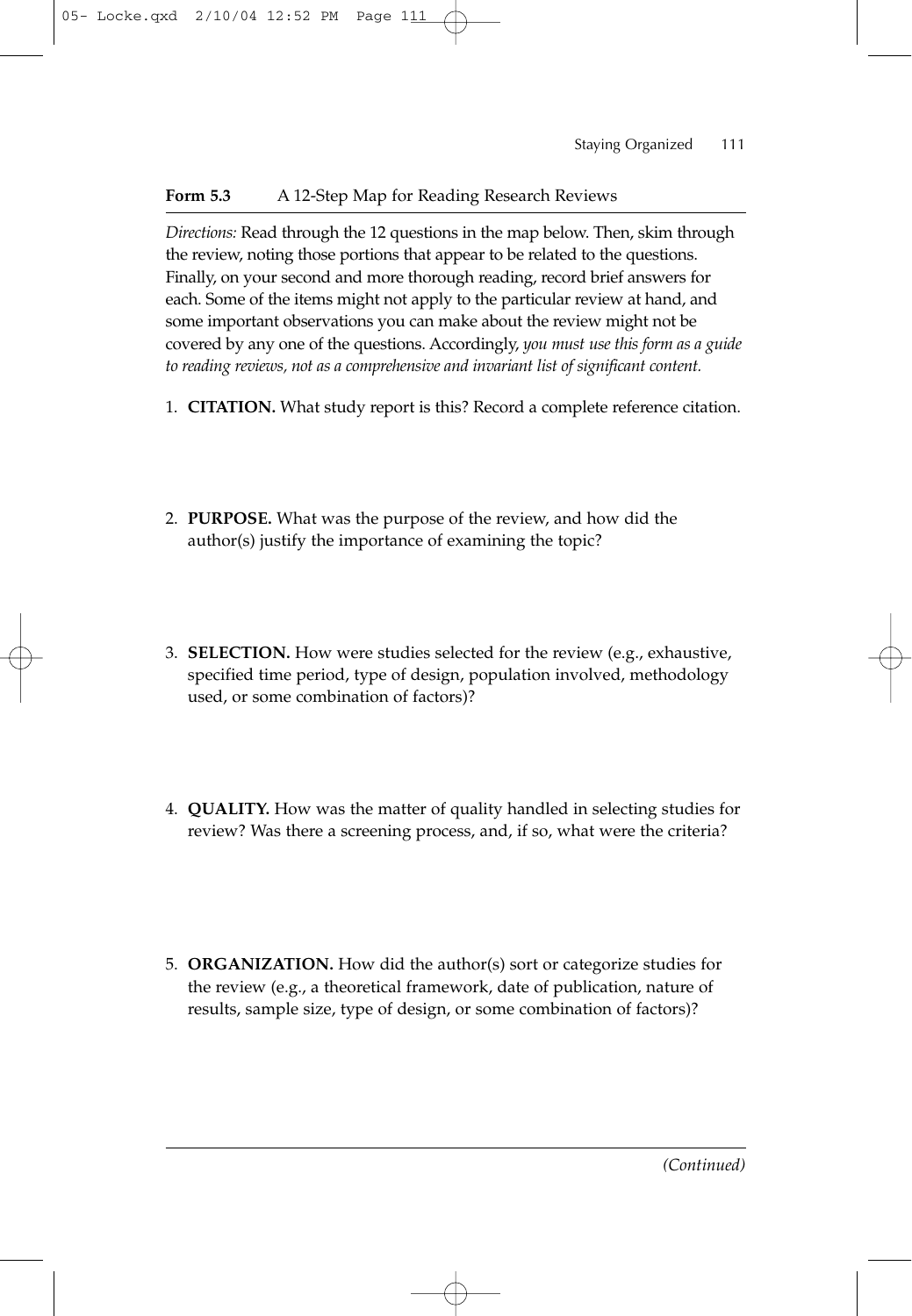**Form 5.3** A 12-Step Map for Reading Research Reviews

*Directions:* Read through the 12 questions in the map below. Then, skim through the review, noting those portions that appear to be related to the questions. Finally, on your second and more thorough reading, record brief answers for each. Some of the items might not apply to the particular review at hand, and some important observations you can make about the review might not be covered by any one of the questions. Accordingly, *you must use this form as a guide to reading reviews, not as a comprehensive and invariant list of significant content.*

1. **CITATION.** What study report is this? Record a complete reference citation.

2. **PURPOSE.** What was the purpose of the review, and how did the author(s) justify the importance of examining the topic?

3. **SELECTION.** How were studies selected for the review (e.g., exhaustive, specified time period, type of design, population involved, methodology used, or some combination of factors)?

4. **QUALITY.** How was the matter of quality handled in selecting studies for review? Was there a screening process, and, if so, what were the criteria?

5. **ORGANIZATION.** How did the author(s) sort or categorize studies for the review (e.g., a theoretical framework, date of publication, nature of results, sample size, type of design, or some combination of factors)?

*(Continued)*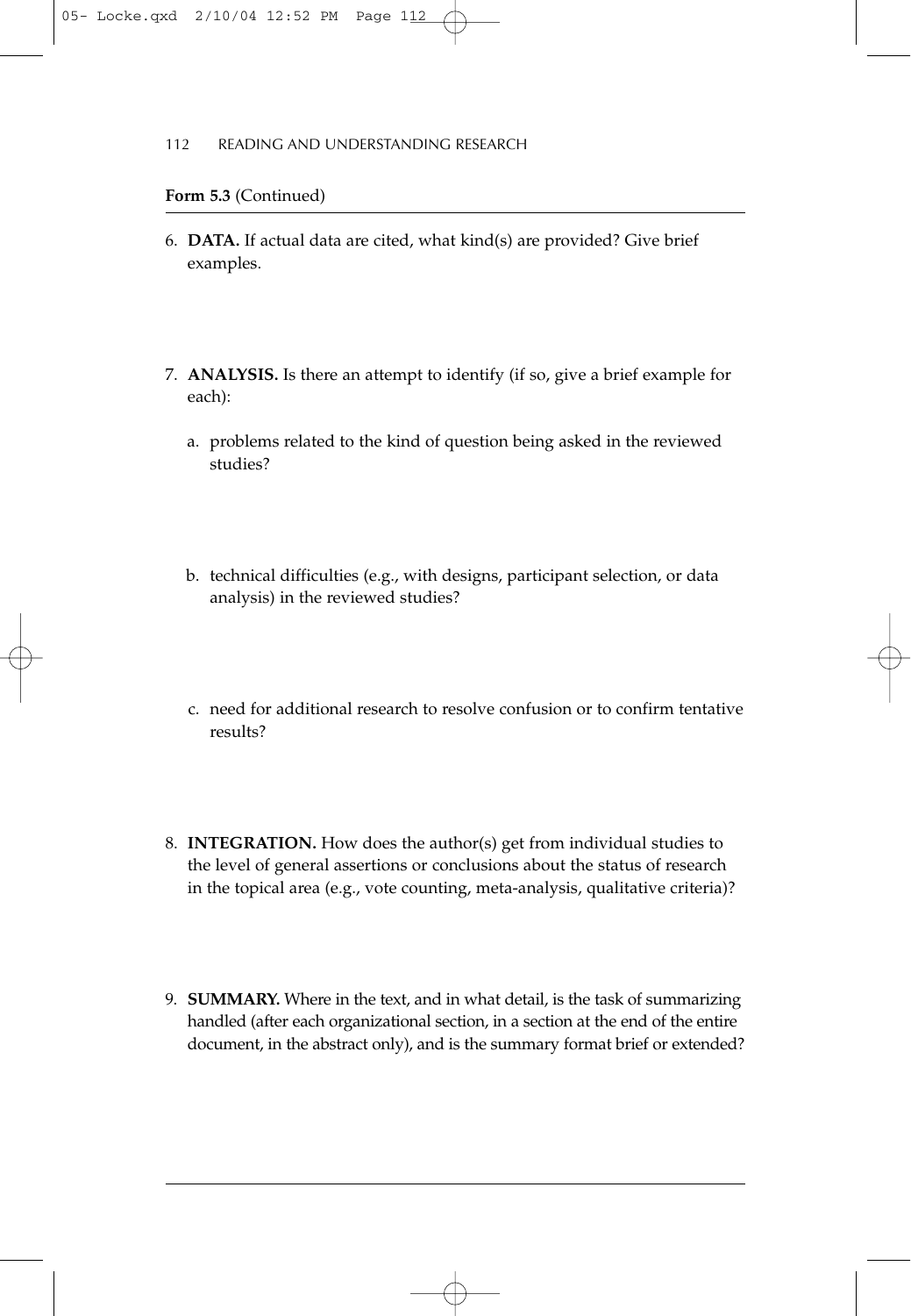**Form 5.3** (Continued)

6. **DATA.** If actual data are cited, what kind(s) are provided? Give brief examples.

7. **ANALYSIS.** Is there an attempt to identify (if so, give a brief example for each):

   a. problems related to the kind of question being asked in the reviewed studies?

   b. technical difficulties (e.g., with designs, participant selection, or data analysis) in the reviewed studies?

   c. need for additional research to resolve confusion or to confirm tentative results?

8. **INTEGRATION.** How does the author(s) get from individual studies to the level of general assertions or conclusions about the status of research in the topical area (e.g., vote counting, meta-analysis, qualitative criteria)?

9. **SUMMARY.** Where in the text, and in what detail, is the task of summarizing handled (after each organizational section, in a section at the end of the entire document, in the abstract only), and is the summary format brief or extended?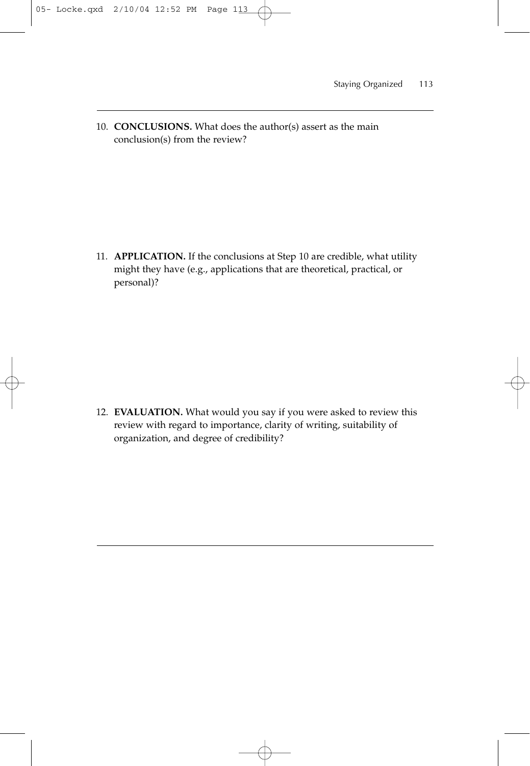10. **CONCLUSIONS.** What does the author(s) assert as the main conclusion(s) from the review?

11. **APPLICATION.** If the conclusions at Step 10 are credible, what utility might they have (e.g., applications that are theoretical, practical, or personal)?

12. **EVALUATION.** What would you say if you were asked to review this review with regard to importance, clarity of writing, suitability of organization, and degree of credibility?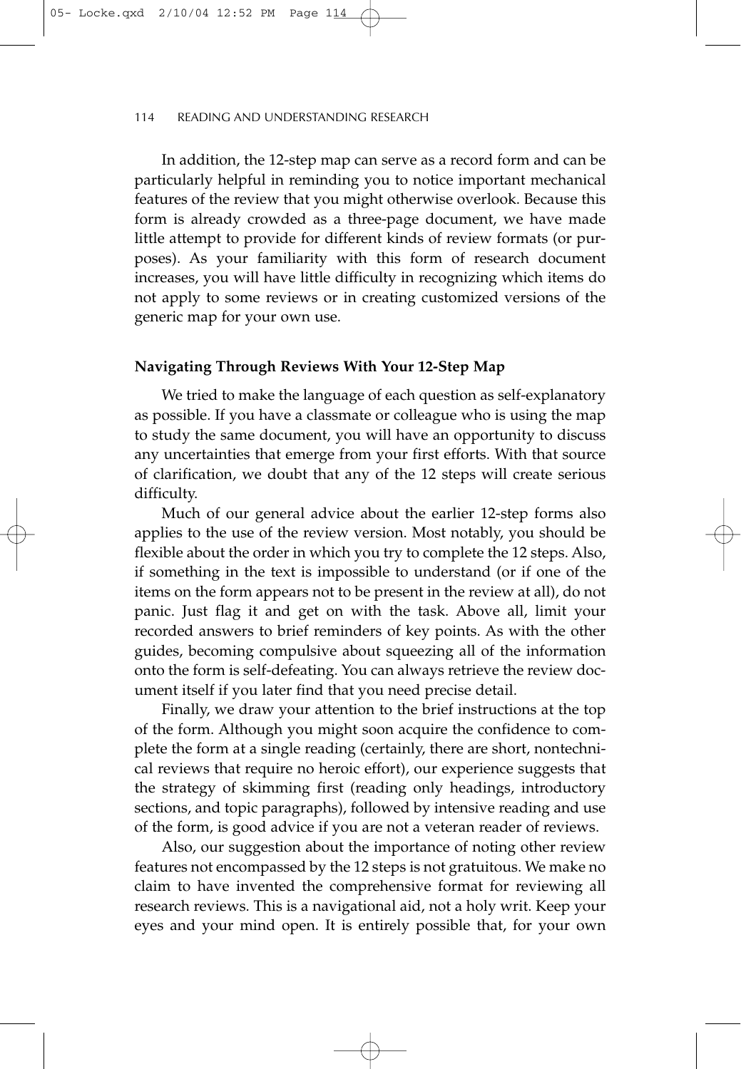In addition, the 12-step map can serve as a record form and can be particularly helpful in reminding you to notice important mechanical features of the review that you might otherwise overlook. Because this form is already crowded as a three-page document, we have made little attempt to provide for different kinds of review formats (or purposes). As your familiarity with this form of research document increases, you will have little difficulty in recognizing which items do not apply to some reviews or in creating customized versions of the generic map for your own use.

**Navigating Through Reviews With Your 12-Step Map**

We tried to make the language of each question as self-explanatory as possible. If you have a classmate or colleague who is using the map to study the same document, you will have an opportunity to discuss any uncertainties that emerge from your first efforts. With that source of clarification, we doubt that any of the 12 steps will create serious difficulty.

Much of our general advice about the earlier 12-step forms also applies to the use of the review version. Most notably, you should be flexible about the order in which you try to complete the 12 steps. Also, if something in the text is impossible to understand (or if one of the items on the form appears not to be present in the review at all), do not panic. Just flag it and get on with the task. Above all, limit your recorded answers to brief reminders of key points. As with the other guides, becoming compulsive about squeezing all of the information onto the form is self-defeating. You can always retrieve the review document itself if you later find that you need precise detail.

Finally, we draw your attention to the brief instructions at the top of the form. Although you might soon acquire the confidence to complete the form at a single reading (certainly, there are short, nontechnical reviews that require no heroic effort), our experience suggests that the strategy of skimming first (reading only headings, introductory sections, and topic paragraphs), followed by intensive reading and use of the form, is good advice if you are not a veteran reader of reviews.

Also, our suggestion about the importance of noting other review features not encompassed by the 12 steps is not gratuitous. We make no claim to have invented the comprehensive format for reviewing all research reviews. This is a navigational aid, not a holy writ. Keep your eyes and your mind open. It is entirely possible that, for your own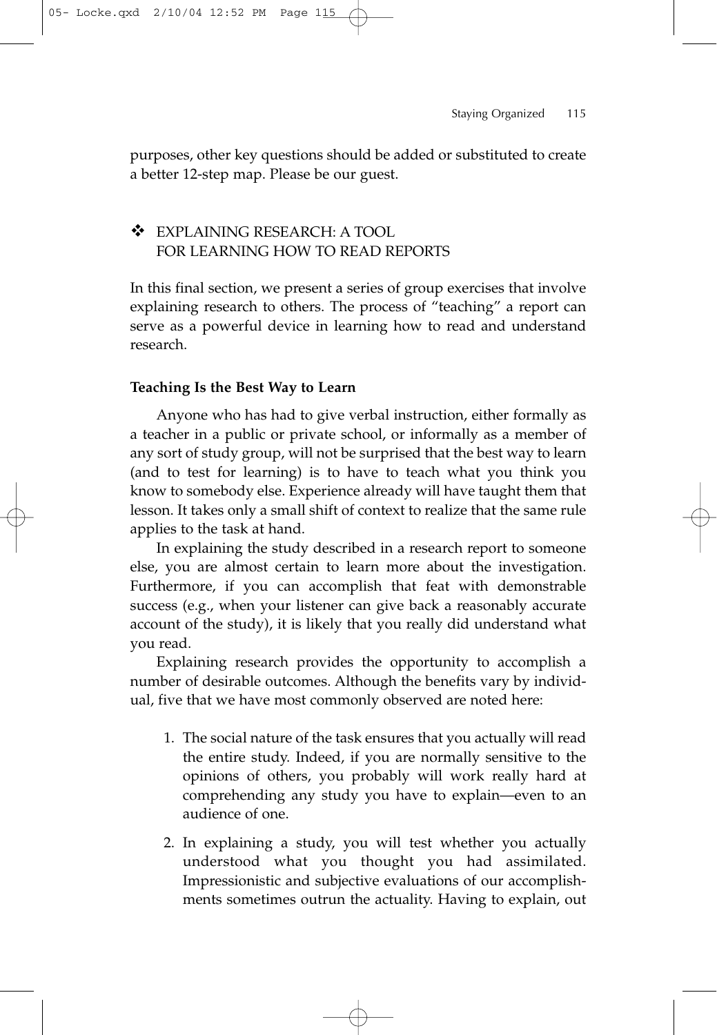purposes, other key questions should be added or substituted to create a better 12-step map. Please be our guest.

## ❖ EXPLAINING RESEARCH: A TOOL FOR LEARNING HOW TO READ REPORTS

In this final section, we present a series of group exercises that involve explaining research to others. The process of "teaching" a report can serve as a powerful device in learning how to read and understand research.

### Teaching Is the Best Way to Learn

Anyone who has had to give verbal instruction, either formally as a teacher in a public or private school, or informally as a member of any sort of study group, will not be surprised that the best way to learn (and to test for learning) is to have to teach what you think you know to somebody else. Experience already will have taught them that lesson. It takes only a small shift of context to realize that the same rule applies to the task at hand.

In explaining the study described in a research report to someone else, you are almost certain to learn more about the investigation. Furthermore, if you can accomplish that feat with demonstrable success (e.g., when your listener can give back a reasonably accurate account of the study), it is likely that you really did understand what you read.

Explaining research provides the opportunity to accomplish a number of desirable outcomes. Although the benefits vary by individual, five that we have most commonly observed are noted here:

1. The social nature of the task ensures that you actually will read the entire study. Indeed, if you are normally sensitive to the opinions of others, you probably will work really hard at comprehending any study you have to explain—even to an audience of one.

2. In explaining a study, you will test whether you actually understood what you thought you had assimilated. Impressionistic and subjective evaluations of our accomplishments sometimes outrun the actuality. Having to explain, out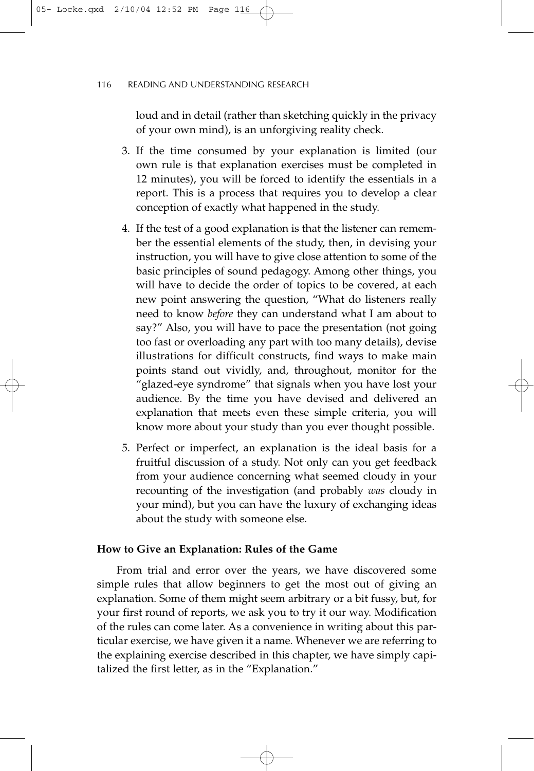loud and in detail (rather than sketching quickly in the privacy of your own mind), is an unforgiving reality check.

3. If the time consumed by your explanation is limited (our own rule is that explanation exercises must be completed in 12 minutes), you will be forced to identify the essentials in a report. This is a process that requires you to develop a clear conception of exactly what happened in the study.

4. If the test of a good explanation is that the listener can remember the essential elements of the study, then, in devising your instruction, you will have to give close attention to some of the basic principles of sound pedagogy. Among other things, you will have to decide the order of topics to be covered, at each new point answering the question, "What do listeners really need to know *before* they can understand what I am about to say?" Also, you will have to pace the presentation (not going too fast or overloading any part with too many details), devise illustrations for difficult constructs, find ways to make main points stand out vividly, and, throughout, monitor for the "glazed-eye syndrome" that signals when you have lost your audience. By the time you have devised and delivered an explanation that meets even these simple criteria, you will know more about your study than you ever thought possible.

5. Perfect or imperfect, an explanation is the ideal basis for a fruitful discussion of a study. Not only can you get feedback from your audience concerning what seemed cloudy in your recounting of the investigation (and probably *was* cloudy in your mind), but you can have the luxury of exchanging ideas about the study with someone else.

**How to Give an Explanation: Rules of the Game**

From trial and error over the years, we have discovered some simple rules that allow beginners to get the most out of giving an explanation. Some of them might seem arbitrary or a bit fussy, but, for your first round of reports, we ask you to try it our way. Modification of the rules can come later. As a convenience in writing about this particular exercise, we have given it a name. Whenever we are referring to the explaining exercise described in this chapter, we have simply capitalized the first letter, as in the "Explanation."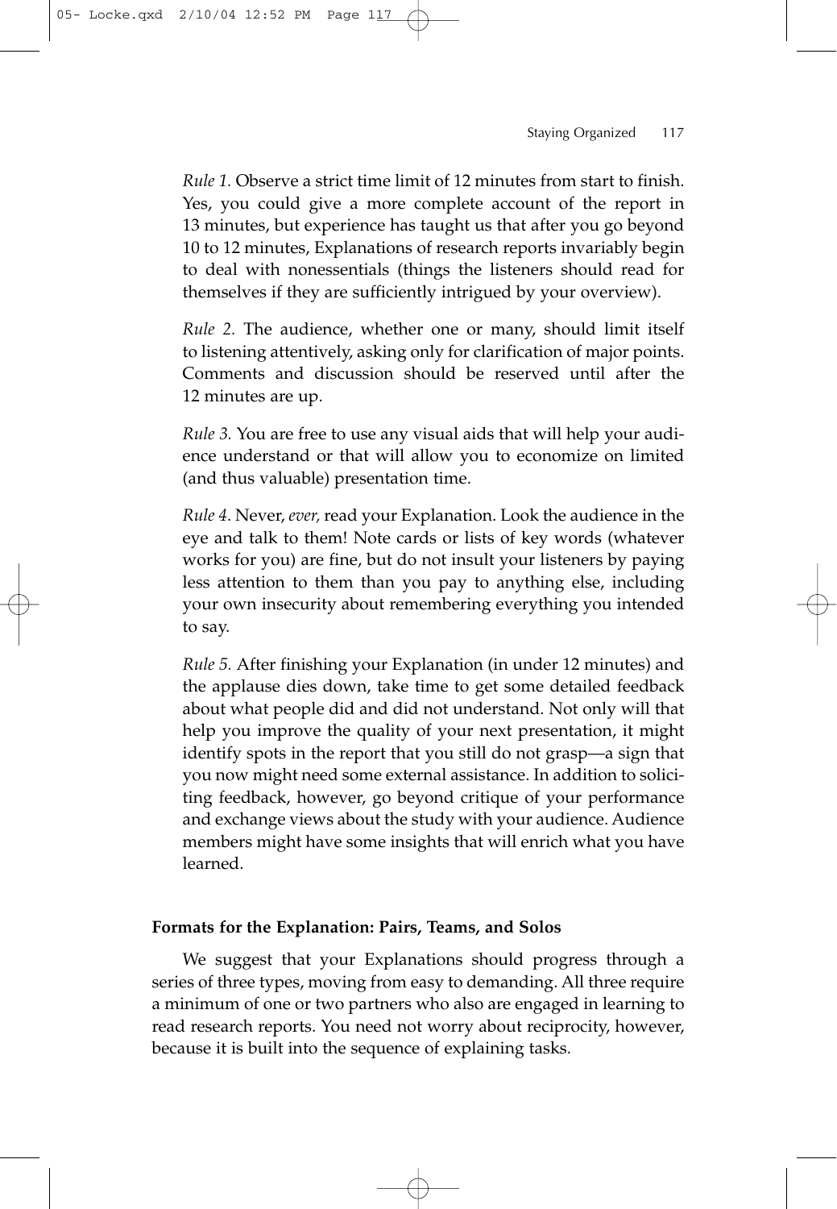*Rule 1.* Observe a strict time limit of 12 minutes from start to finish. Yes, you could give a more complete account of the report in 13 minutes, but experience has taught us that after you go beyond 10 to 12 minutes, Explanations of research reports invariably begin to deal with nonessentials (things the listeners should read for themselves if they are sufficiently intrigued by your overview).

*Rule 2.* The audience, whether one or many, should limit itself to listening attentively, asking only for clarification of major points. Comments and discussion should be reserved until after the 12 minutes are up.

*Rule 3.* You are free to use any visual aids that will help your audience understand or that will allow you to economize on limited (and thus valuable) presentation time.

*Rule 4.* Never, *ever,* read your Explanation. Look the audience in the eye and talk to them! Note cards or lists of key words (whatever works for you) are fine, but do not insult your listeners by paying less attention to them than you pay to anything else, including your own insecurity about remembering everything you intended to say.

*Rule 5.* After finishing your Explanation (in under 12 minutes) and the applause dies down, take time to get some detailed feedback about what people did and did not understand. Not only will that help you improve the quality of your next presentation, it might identify spots in the report that you still do not grasp—a sign that you now might need some external assistance. In addition to soliciting feedback, however, go beyond critique of your performance and exchange views about the study with your audience. Audience members might have some insights that will enrich what you have learned.

**Formats for the Explanation: Pairs, Teams, and Solos**

We suggest that your Explanations should progress through a series of three types, moving from easy to demanding. All three require a minimum of one or two partners who also are engaged in learning to read research reports. You need not worry about reciprocity, however, because it is built into the sequence of explaining tasks.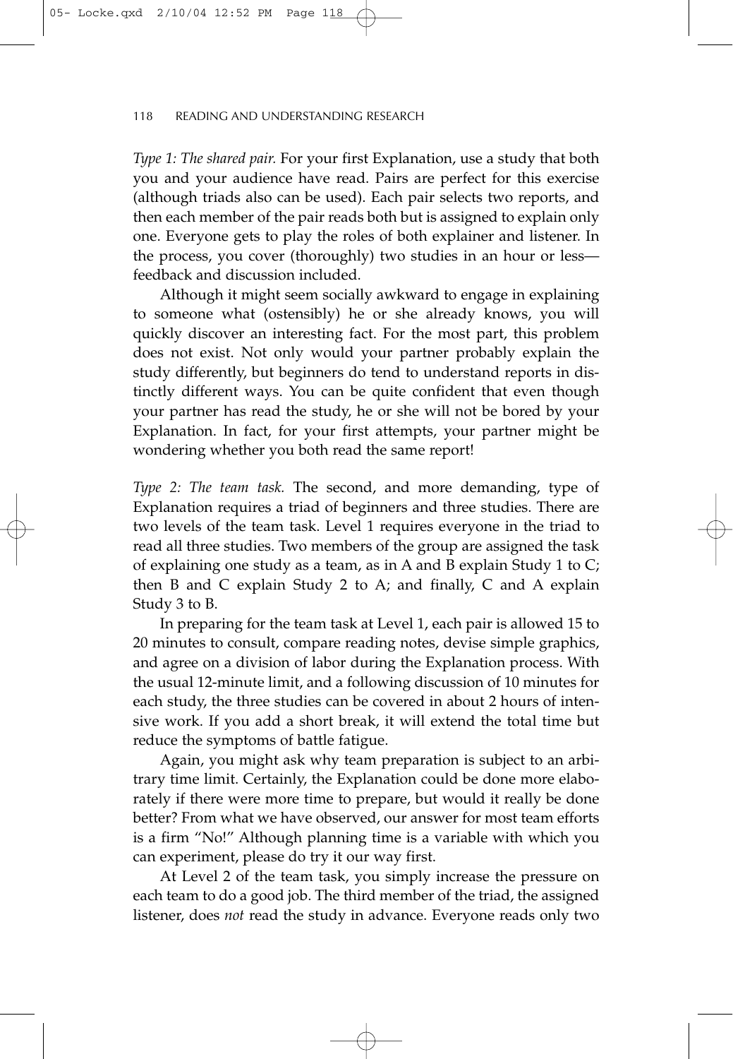*Type 1: The shared pair.* For your first Explanation, use a study that both you and your audience have read. Pairs are perfect for this exercise (although triads also can be used). Each pair selects two reports, and then each member of the pair reads both but is assigned to explain only one. Everyone gets to play the roles of both explainer and listener. In the process, you cover (thoroughly) two studies in an hour or less—feedback and discussion included.

Although it might seem socially awkward to engage in explaining to someone what (ostensibly) he or she already knows, you will quickly discover an interesting fact. For the most part, this problem does not exist. Not only would your partner probably explain the study differently, but beginners do tend to understand reports in distinctly different ways. You can be quite confident that even though your partner has read the study, he or she will not be bored by your Explanation. In fact, for your first attempts, your partner might be wondering whether you both read the same report!

*Type 2: The team task.* The second, and more demanding, type of Explanation requires a triad of beginners and three studies. There are two levels of the team task. Level 1 requires everyone in the triad to read all three studies. Two members of the group are assigned the task of explaining one study as a team, as in A and B explain Study 1 to C; then B and C explain Study 2 to A; and finally, C and A explain Study 3 to B.

In preparing for the team task at Level 1, each pair is allowed 15 to 20 minutes to consult, compare reading notes, devise simple graphics, and agree on a division of labor during the Explanation process. With the usual 12-minute limit, and a following discussion of 10 minutes for each study, the three studies can be covered in about 2 hours of intensive work. If you add a short break, it will extend the total time but reduce the symptoms of battle fatigue.

Again, you might ask why team preparation is subject to an arbitrary time limit. Certainly, the Explanation could be done more elaborately if there were more time to prepare, but would it really be done better? From what we have observed, our answer for most team efforts is a firm "No!" Although planning time is a variable with which you can experiment, please do try it our way first.

At Level 2 of the team task, you simply increase the pressure on each team to do a good job. The third member of the triad, the assigned listener, does *not* read the study in advance. Everyone reads only two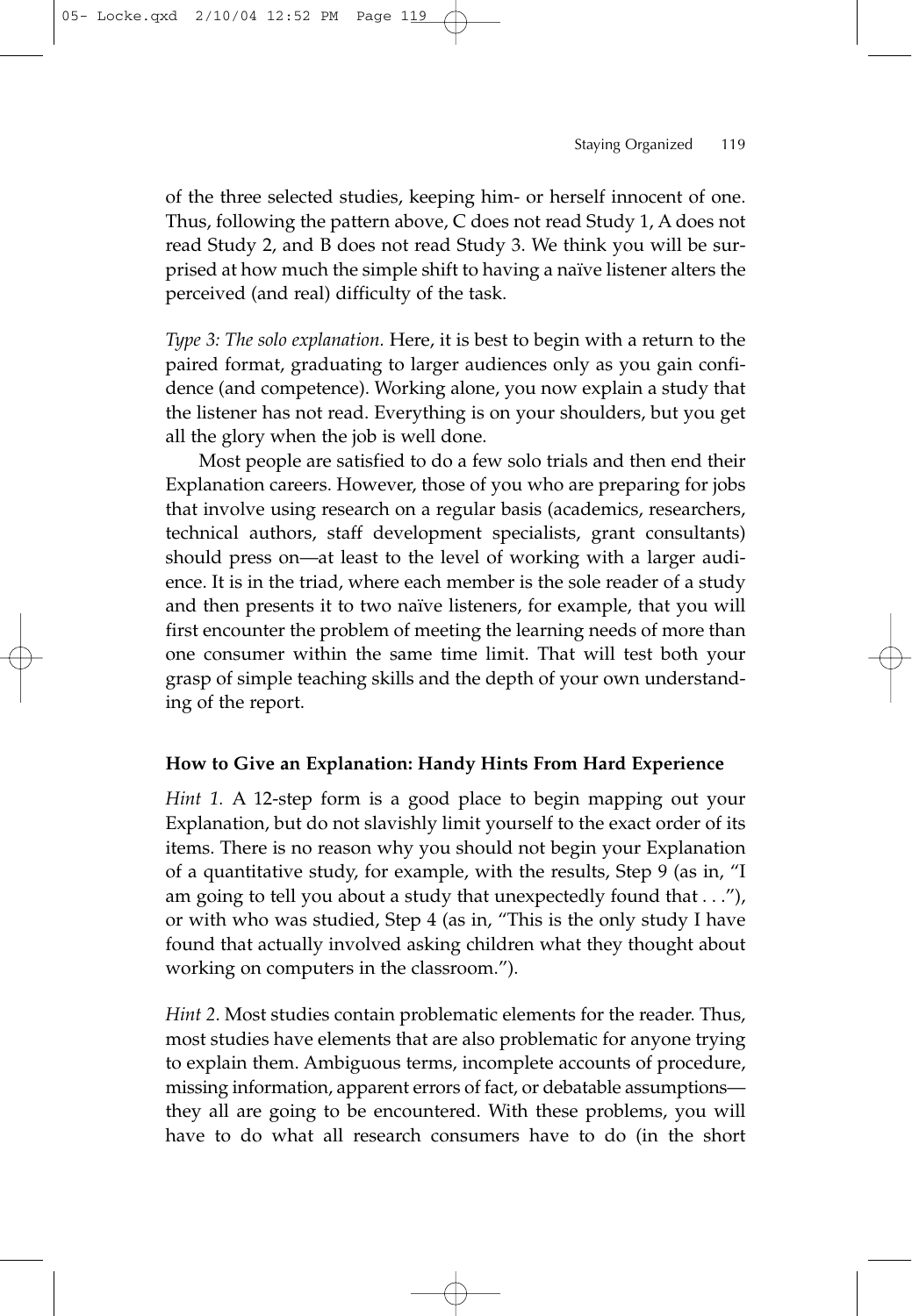of the three selected studies, keeping him- or herself innocent of one. Thus, following the pattern above, C does not read Study 1, A does not read Study 2, and B does not read Study 3. We think you will be surprised at how much the simple shift to having a naïve listener alters the perceived (and real) difficulty of the task.

*Type 3: The solo explanation.* Here, it is best to begin with a return to the paired format, graduating to larger audiences only as you gain confidence (and competence). Working alone, you now explain a study that the listener has not read. Everything is on your shoulders, but you get all the glory when the job is well done.

Most people are satisfied to do a few solo trials and then end their Explanation careers. However, those of you who are preparing for jobs that involve using research on a regular basis (academics, researchers, technical authors, staff development specialists, grant consultants) should press on—at least to the level of working with a larger audience. It is in the triad, where each member is the sole reader of a study and then presents it to two naïve listeners, for example, that you will first encounter the problem of meeting the learning needs of more than one consumer within the same time limit. That will test both your grasp of simple teaching skills and the depth of your own understanding of the report.

**How to Give an Explanation: Handy Hints From Hard Experience**

*Hint 1.* A 12-step form is a good place to begin mapping out your Explanation, but do not slavishly limit yourself to the exact order of its items. There is no reason why you should not begin your Explanation of a quantitative study, for example, with the results, Step 9 (as in, "I am going to tell you about a study that unexpectedly found that . . ."), or with who was studied, Step 4 (as in, "This is the only study I have found that actually involved asking children what they thought about working on computers in the classroom.").

*Hint 2*. Most studies contain problematic elements for the reader. Thus, most studies have elements that are also problematic for anyone trying to explain them. Ambiguous terms, incomplete accounts of procedure, missing information, apparent errors of fact, or debatable assumptions—they all are going to be encountered. With these problems, you will have to do what all research consumers have to do (in the short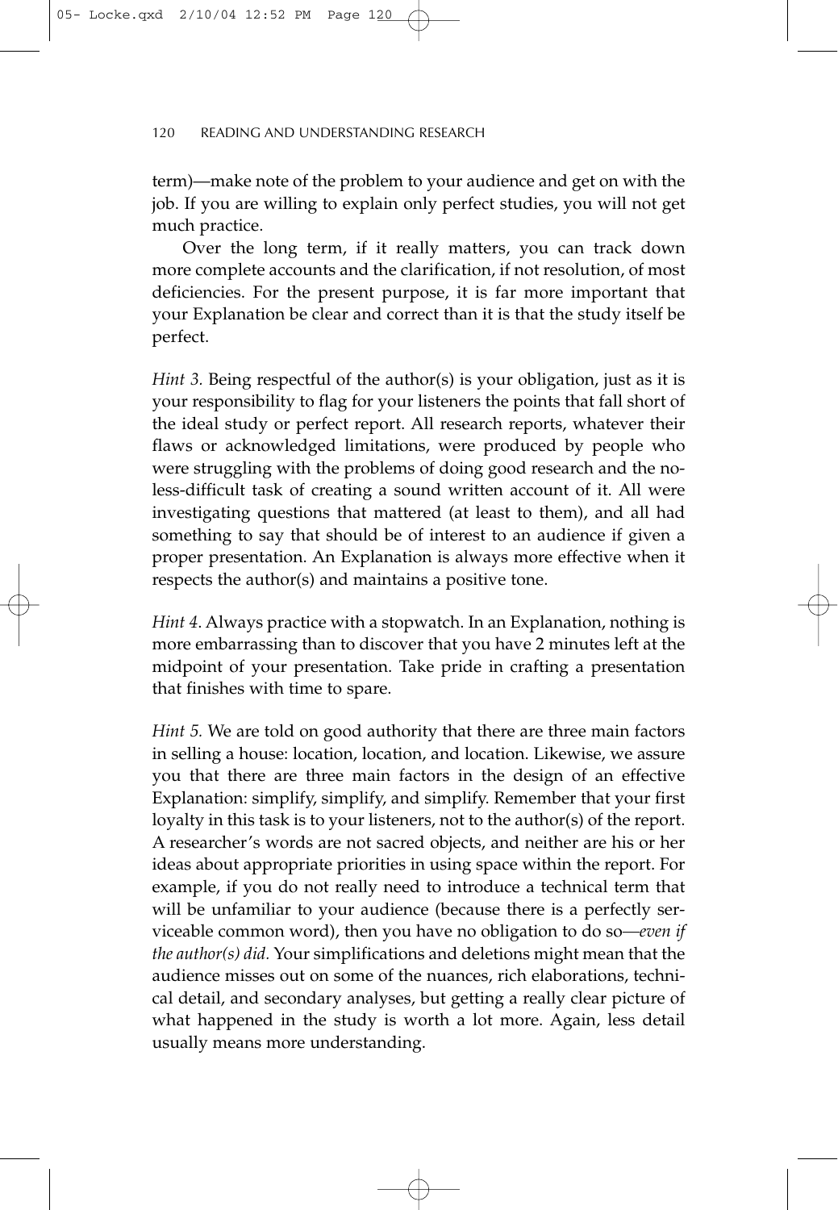term)—make note of the problem to your audience and get on with the job. If you are willing to explain only perfect studies, you will not get much practice.

Over the long term, if it really matters, you can track down more complete accounts and the clarification, if not resolution, of most deficiencies. For the present purpose, it is far more important that your Explanation be clear and correct than it is that the study itself be perfect.

*Hint 3.* Being respectful of the author(s) is your obligation, just as it is your responsibility to flag for your listeners the points that fall short of the ideal study or perfect report. All research reports, whatever their flaws or acknowledged limitations, were produced by people who were struggling with the problems of doing good research and the no-less-difficult task of creating a sound written account of it. All were investigating questions that mattered (at least to them), and all had something to say that should be of interest to an audience if given a proper presentation. An Explanation is always more effective when it respects the author(s) and maintains a positive tone.

*Hint 4.* Always practice with a stopwatch. In an Explanation, nothing is more embarrassing than to discover that you have 2 minutes left at the midpoint of your presentation. Take pride in crafting a presentation that finishes with time to spare.

*Hint 5.* We are told on good authority that there are three main factors in selling a house: location, location, and location. Likewise, we assure you that there are three main factors in the design of an effective Explanation: simplify, simplify, and simplify. Remember that your first loyalty in this task is to your listeners, not to the author(s) of the report. A researcher's words are not sacred objects, and neither are his or her ideas about appropriate priorities in using space within the report. For example, if you do not really need to introduce a technical term that will be unfamiliar to your audience (because there is a perfectly serviceable common word), then you have no obligation to do so—*even if the author(s) did.* Your simplifications and deletions might mean that the audience misses out on some of the nuances, rich elaborations, technical detail, and secondary analyses, but getting a really clear picture of what happened in the study is worth a lot more. Again, less detail usually means more understanding.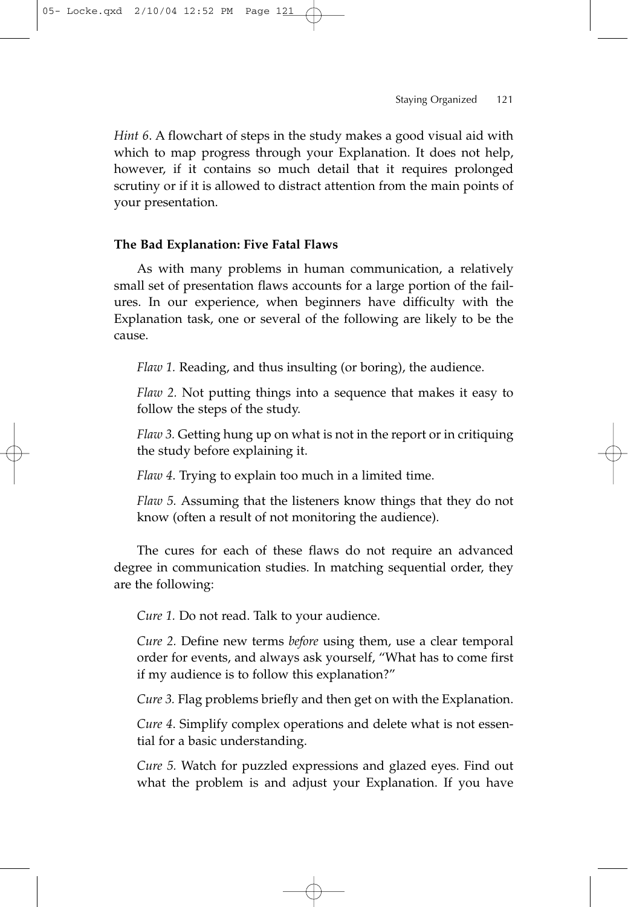*Hint 6*. A flowchart of steps in the study makes a good visual aid with which to map progress through your Explanation. It does not help, however, if it contains so much detail that it requires prolonged scrutiny or if it is allowed to distract attention from the main points of your presentation.

**The Bad Explanation: Five Fatal Flaws**

As with many problems in human communication, a relatively small set of presentation flaws accounts for a large portion of the failures. In our experience, when beginners have difficulty with the Explanation task, one or several of the following are likely to be the cause.

*Flaw 1.* Reading, and thus insulting (or boring), the audience.

*Flaw 2.* Not putting things into a sequence that makes it easy to follow the steps of the study.

*Flaw 3.* Getting hung up on what is not in the report or in critiquing the study before explaining it.

*Flaw 4.* Trying to explain too much in a limited time.

*Flaw 5.* Assuming that the listeners know things that they do not know (often a result of not monitoring the audience).

The cures for each of these flaws do not require an advanced degree in communication studies. In matching sequential order, they are the following:

*Cure 1.* Do not read. Talk to your audience.

*Cure 2.* Define new terms *before* using them, use a clear temporal order for events, and always ask yourself, "What has to come first if my audience is to follow this explanation?"

*Cure 3.* Flag problems briefly and then get on with the Explanation.

*Cure 4*. Simplify complex operations and delete what is not essential for a basic understanding.

*Cure 5.* Watch for puzzled expressions and glazed eyes. Find out what the problem is and adjust your Explanation. If you have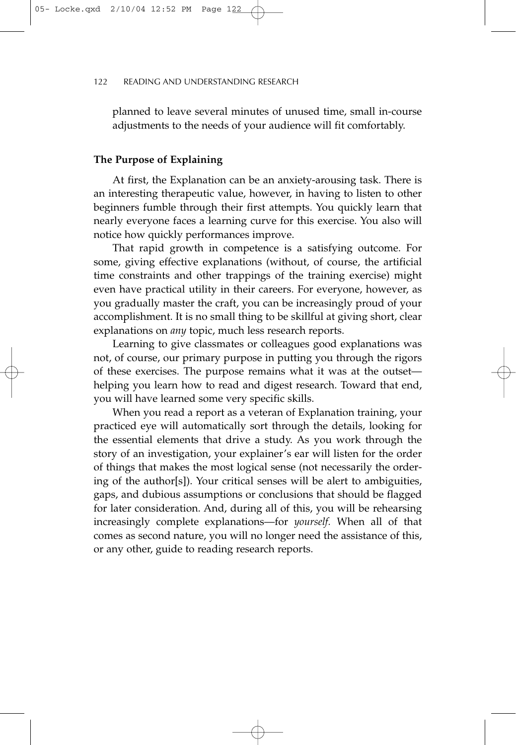planned to leave several minutes of unused time, small in-course adjustments to the needs of your audience will fit comfortably.

**The Purpose of Explaining**

At first, the Explanation can be an anxiety-arousing task. There is an interesting therapeutic value, however, in having to listen to other beginners fumble through their first attempts. You quickly learn that nearly everyone faces a learning curve for this exercise. You also will notice how quickly performances improve.

That rapid growth in competence is a satisfying outcome. For some, giving effective explanations (without, of course, the artificial time constraints and other trappings of the training exercise) might even have practical utility in their careers. For everyone, however, as you gradually master the craft, you can be increasingly proud of your accomplishment. It is no small thing to be skillful at giving short, clear explanations on *any* topic, much less research reports.

Learning to give classmates or colleagues good explanations was not, of course, our primary purpose in putting you through the rigors of these exercises. The purpose remains what it was at the outset—helping you learn how to read and digest research. Toward that end, you will have learned some very specific skills.

When you read a report as a veteran of Explanation training, your practiced eye will automatically sort through the details, looking for the essential elements that drive a study. As you work through the story of an investigation, your explainer's ear will listen for the order of things that makes the most logical sense (not necessarily the ordering of the author[s]). Your critical senses will be alert to ambiguities, gaps, and dubious assumptions or conclusions that should be flagged for later consideration. And, during all of this, you will be rehearsing increasingly complete explanations—for *yourself.* When all of that comes as second nature, you will no longer need the assistance of this, or any other, guide to reading research reports.